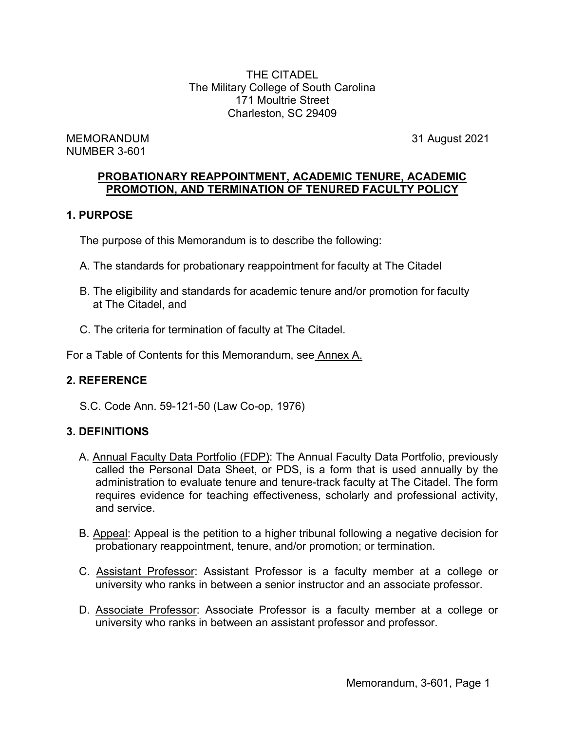THE CITADEL
The Military College of South Carolina
171 Moultrie Street
Charleston, SC 29409

MEMORANDUM
NUMBER 3-601

31 August 2021

## PROBATIONARY REAPPOINTMENT, ACADEMIC TENURE, ACADEMIC PROMOTION, AND TERMINATION OF TENURED FACULTY POLICY

### 1. PURPOSE

The purpose of this Memorandum is to describe the following:

A. The standards for probationary reappointment for faculty at The Citadel

B. The eligibility and standards for academic tenure and/or promotion for faculty at The Citadel, and

C. The criteria for termination of faculty at The Citadel.

For a Table of Contents for this Memorandum, see Annex A.

### 2. REFERENCE

S.C. Code Ann. 59-121-50 (Law Co-op, 1976)

### 3. DEFINITIONS

A. Annual Faculty Data Portfolio (FDP): The Annual Faculty Data Portfolio, previously called the Personal Data Sheet, or PDS, is a form that is used annually by the administration to evaluate tenure and tenure-track faculty at The Citadel. The form requires evidence for teaching effectiveness, scholarly and professional activity, and service.

B. Appeal: Appeal is the petition to a higher tribunal following a negative decision for probationary reappointment, tenure, and/or promotion; or termination.

C. Assistant Professor: Assistant Professor is a faculty member at a college or university who ranks in between a senior instructor and an associate professor.

D. Associate Professor: Associate Professor is a faculty member at a college or university who ranks in between an assistant professor and professor.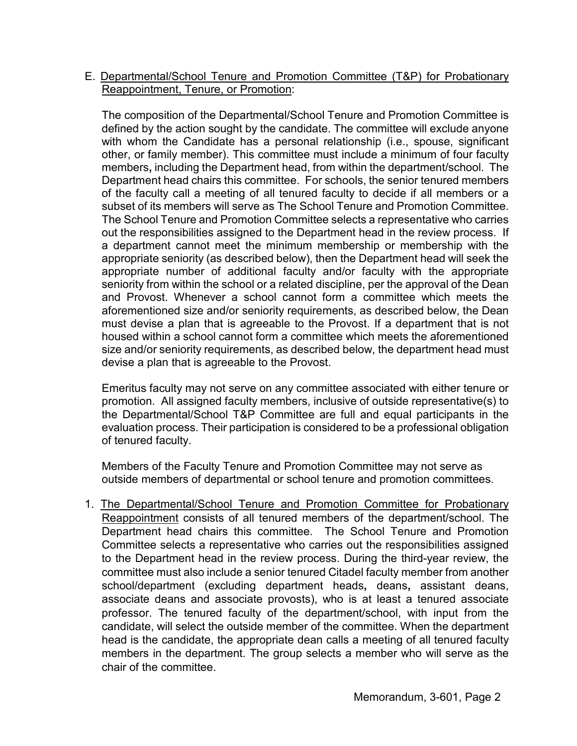E. <u>Departmental/School Tenure and Promotion Committee (T&P) for Probationary Reappointment, Tenure, or Promotion</u>:

The composition of the Departmental/School Tenure and Promotion Committee is defined by the action sought by the candidate. The committee will exclude anyone with whom the Candidate has a personal relationship (i.e., spouse, significant other, or family member). This committee must include a minimum of four faculty members**,** including the Department head, from within the department/school. The Department head chairs this committee. For schools, the senior tenured members of the faculty call a meeting of all tenured faculty to decide if all members or a subset of its members will serve as The School Tenure and Promotion Committee. The School Tenure and Promotion Committee selects a representative who carries out the responsibilities assigned to the Department head in the review process. If a department cannot meet the minimum membership or membership with the appropriate seniority (as described below), then the Department head will seek the appropriate number of additional faculty and/or faculty with the appropriate seniority from within the school or a related discipline, per the approval of the Dean and Provost. Whenever a school cannot form a committee which meets the aforementioned size and/or seniority requirements, as described below, the Dean must devise a plan that is agreeable to the Provost. If a department that is not housed within a school cannot form a committee which meets the aforementioned size and/or seniority requirements, as described below, the department head must devise a plan that is agreeable to the Provost.

Emeritus faculty may not serve on any committee associated with either tenure or promotion. All assigned faculty members, inclusive of outside representative(s) to the Departmental/School T&P Committee are full and equal participants in the evaluation process. Their participation is considered to be a professional obligation of tenured faculty.

Members of the Faculty Tenure and Promotion Committee may not serve as outside members of departmental or school tenure and promotion committees.

1. <u>The Departmental/School Tenure and Promotion Committee for Probationary Reappointment</u> consists of all tenured members of the department/school. The Department head chairs this committee. The School Tenure and Promotion Committee selects a representative who carries out the responsibilities assigned to the Department head in the review process. During the third-year review, the committee must also include a senior tenured Citadel faculty member from another school/department (excluding department heads**,** deans**,** assistant deans, associate deans and associate provosts), who is at least a tenured associate professor. The tenured faculty of the department/school, with input from the candidate, will select the outside member of the committee. When the department head is the candidate, the appropriate dean calls a meeting of all tenured faculty members in the department. The group selects a member who will serve as the chair of the committee.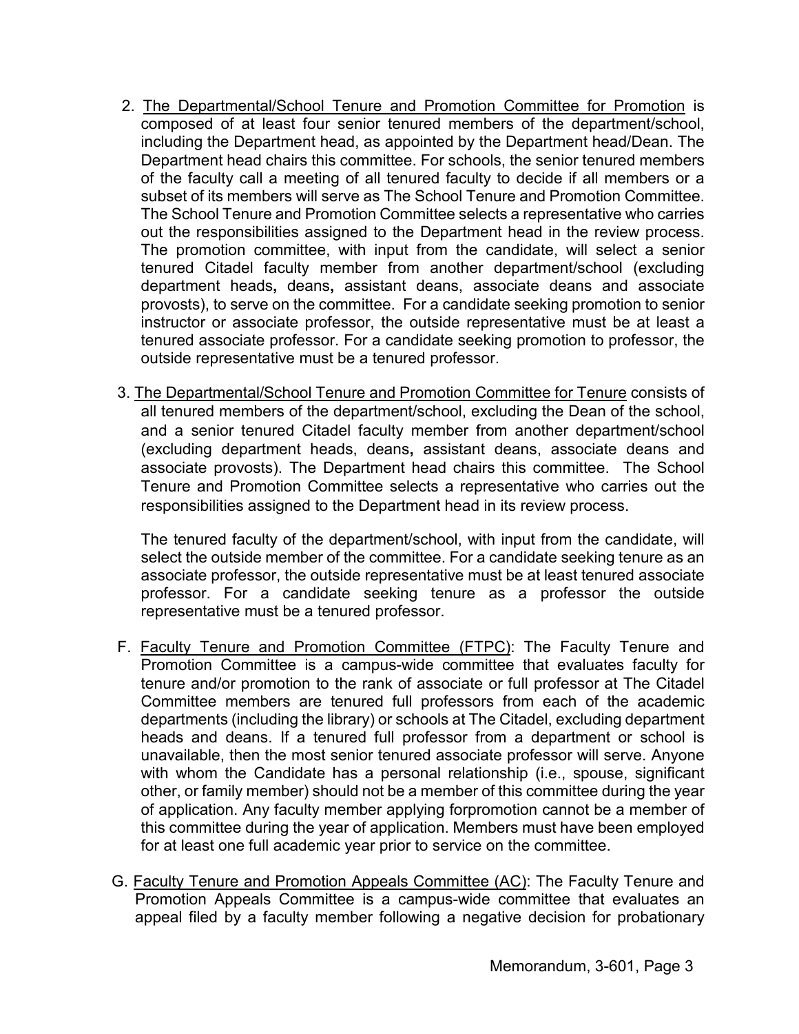2. <u>The Departmental/School Tenure and Promotion Committee for Promotion</u> is composed of at least four senior tenured members of the department/school, including the Department head, as appointed by the Department head/Dean. The Department head chairs this committee. For schools, the senior tenured members of the faculty call a meeting of all tenured faculty to decide if all members or a subset of its members will serve as The School Tenure and Promotion Committee. The School Tenure and Promotion Committee selects a representative who carries out the responsibilities assigned to the Department head in the review process. The promotion committee, with input from the candidate, will select a senior tenured Citadel faculty member from another department/school (excluding department heads**,** deans**,** assistant deans, associate deans and associate provosts), to serve on the committee. For a candidate seeking promotion to senior instructor or associate professor, the outside representative must be at least a tenured associate professor. For a candidate seeking promotion to professor, the outside representative must be a tenured professor.

3. <u>The Departmental/School Tenure and Promotion Committee for Tenure</u> consists of all tenured members of the department/school, excluding the Dean of the school, and a senior tenured Citadel faculty member from another department/school (excluding department heads, deans**,** assistant deans, associate deans and associate provosts). The Department head chairs this committee. The School Tenure and Promotion Committee selects a representative who carries out the responsibilities assigned to the Department head in its review process.

   The tenured faculty of the department/school, with input from the candidate, will select the outside member of the committee. For a candidate seeking tenure as an associate professor, the outside representative must be at least tenured associate professor. For a candidate seeking tenure as a professor the outside representative must be a tenured professor.

F. <u>Faculty Tenure and Promotion Committee (FTPC)</u>: The Faculty Tenure and Promotion Committee is a campus-wide committee that evaluates faculty for tenure and/or promotion to the rank of associate or full professor at The Citadel Committee members are tenured full professors from each of the academic departments (including the library) or schools at The Citadel, excluding department heads and deans. If a tenured full professor from a department or school is unavailable, then the most senior tenured associate professor will serve. Anyone with whom the Candidate has a personal relationship (i.e., spouse, significant other, or family member) should not be a member of this committee during the year of application. Any faculty member applying forpromotion cannot be a member of this committee during the year of application. Members must have been employed for at least one full academic year prior to service on the committee.

G. <u>Faculty Tenure and Promotion Appeals Committee (AC)</u>: The Faculty Tenure and Promotion Appeals Committee is a campus-wide committee that evaluates an appeal filed by a faculty member following a negative decision for probationary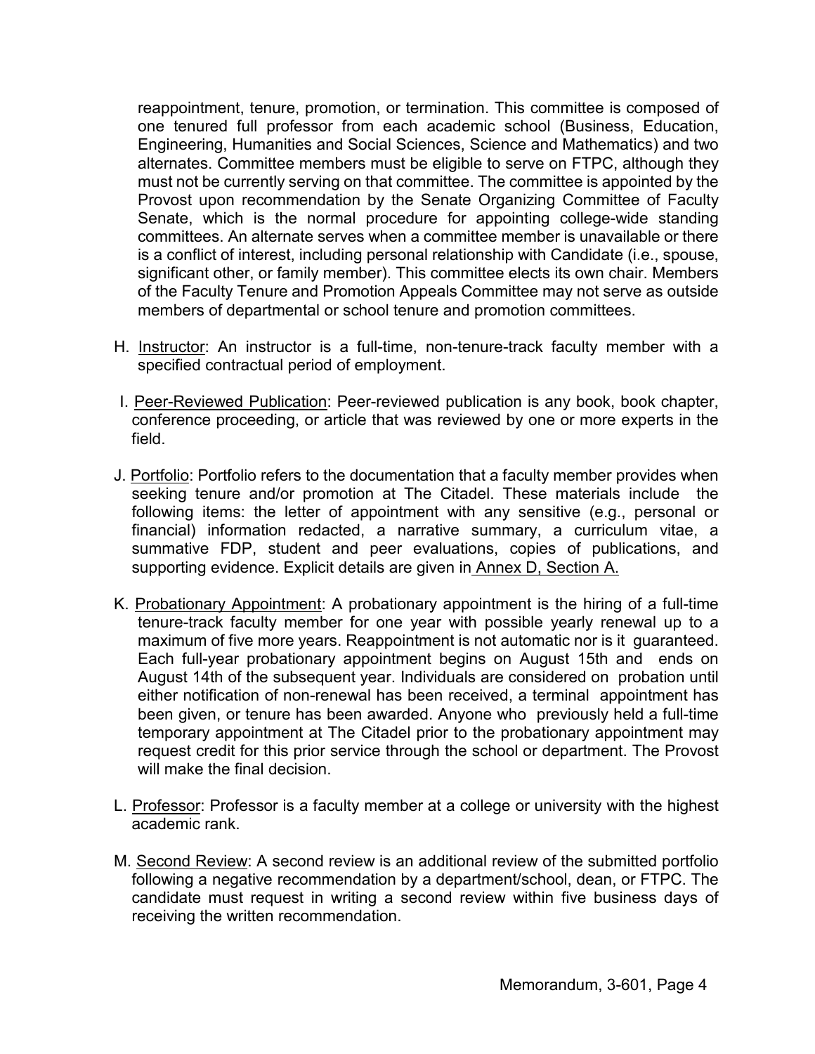reappointment, tenure, promotion, or termination. This committee is composed of one tenured full professor from each academic school (Business, Education, Engineering, Humanities and Social Sciences, Science and Mathematics) and two alternates. Committee members must be eligible to serve on FTPC, although they must not be currently serving on that committee. The committee is appointed by the Provost upon recommendation by the Senate Organizing Committee of Faculty Senate, which is the normal procedure for appointing college-wide standing committees. An alternate serves when a committee member is unavailable or there is a conflict of interest, including personal relationship with Candidate (i.e., spouse, significant other, or family member). This committee elects its own chair. Members of the Faculty Tenure and Promotion Appeals Committee may not serve as outside members of departmental or school tenure and promotion committees.

H. Instructor: An instructor is a full-time, non-tenure-track faculty member with a specified contractual period of employment.

I. Peer-Reviewed Publication: Peer-reviewed publication is any book, book chapter, conference proceeding, or article that was reviewed by one or more experts in the field.

J. Portfolio: Portfolio refers to the documentation that a faculty member provides when seeking tenure and/or promotion at The Citadel. These materials include the following items: the letter of appointment with any sensitive (e.g., personal or financial) information redacted, a narrative summary, a curriculum vitae, a summative FDP, student and peer evaluations, copies of publications, and supporting evidence. Explicit details are given in Annex D, Section A.

K. Probationary Appointment: A probationary appointment is the hiring of a full-time tenure-track faculty member for one year with possible yearly renewal up to a maximum of five more years. Reappointment is not automatic nor is it guaranteed. Each full-year probationary appointment begins on August 15th and ends on August 14th of the subsequent year. Individuals are considered on probation until either notification of non-renewal has been received, a terminal appointment has been given, or tenure has been awarded. Anyone who previously held a full-time temporary appointment at The Citadel prior to the probationary appointment may request credit for this prior service through the school or department. The Provost will make the final decision.

L. Professor: Professor is a faculty member at a college or university with the highest academic rank.

M. Second Review: A second review is an additional review of the submitted portfolio following a negative recommendation by a department/school, dean, or FTPC. The candidate must request in writing a second review within five business days of receiving the written recommendation.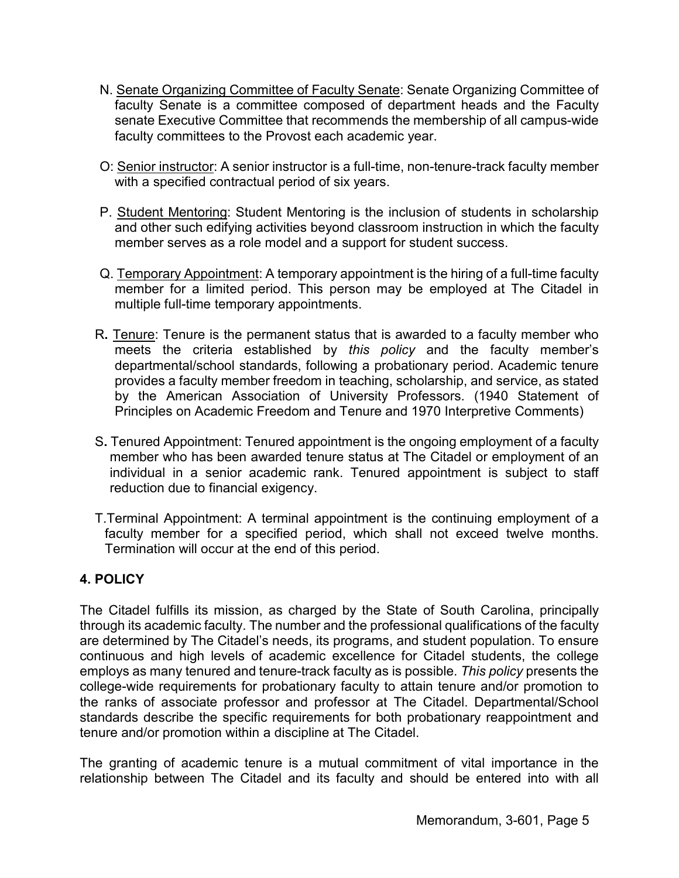N. <u>Senate Organizing Committee of Faculty Senate</u>: Senate Organizing Committee of faculty Senate is a committee composed of department heads and the Faculty senate Executive Committee that recommends the membership of all campus-wide faculty committees to the Provost each academic year.

O: <u>Senior instructor</u>: A senior instructor is a full-time, non-tenure-track faculty member with a specified contractual period of six years.

P. <u>Student Mentoring</u>: Student Mentoring is the inclusion of students in scholarship and other such edifying activities beyond classroom instruction in which the faculty member serves as a role model and a support for student success.

Q. <u>Temporary Appointment</u>: A temporary appointment is the hiring of a full-time faculty member for a limited period. This person may be employed at The Citadel in multiple full-time temporary appointments.

R. <u>Tenure</u>: Tenure is the permanent status that is awarded to a faculty member who meets the criteria established by *this policy* and the faculty member's departmental/school standards, following a probationary period. Academic tenure provides a faculty member freedom in teaching, scholarship, and service, as stated by the American Association of University Professors. (1940 Statement of Principles on Academic Freedom and Tenure and 1970 Interpretive Comments)

S. Tenured Appointment: Tenured appointment is the ongoing employment of a faculty member who has been awarded tenure status at The Citadel or employment of an individual in a senior academic rank. Tenured appointment is subject to staff reduction due to financial exigency.

T. Terminal Appointment: A terminal appointment is the continuing employment of a faculty member for a specified period, which shall not exceed twelve months. Termination will occur at the end of this period.

## 4. POLICY

The Citadel fulfills its mission, as charged by the State of South Carolina, principally through its academic faculty. The number and the professional qualifications of the faculty are determined by The Citadel's needs, its programs, and student population. To ensure continuous and high levels of academic excellence for Citadel students, the college employs as many tenured and tenure-track faculty as is possible. *This policy* presents the college-wide requirements for probationary faculty to attain tenure and/or promotion to the ranks of associate professor and professor at The Citadel. Departmental/School standards describe the specific requirements for both probationary reappointment and tenure and/or promotion within a discipline at The Citadel.

The granting of academic tenure is a mutual commitment of vital importance in the relationship between The Citadel and its faculty and should be entered into with all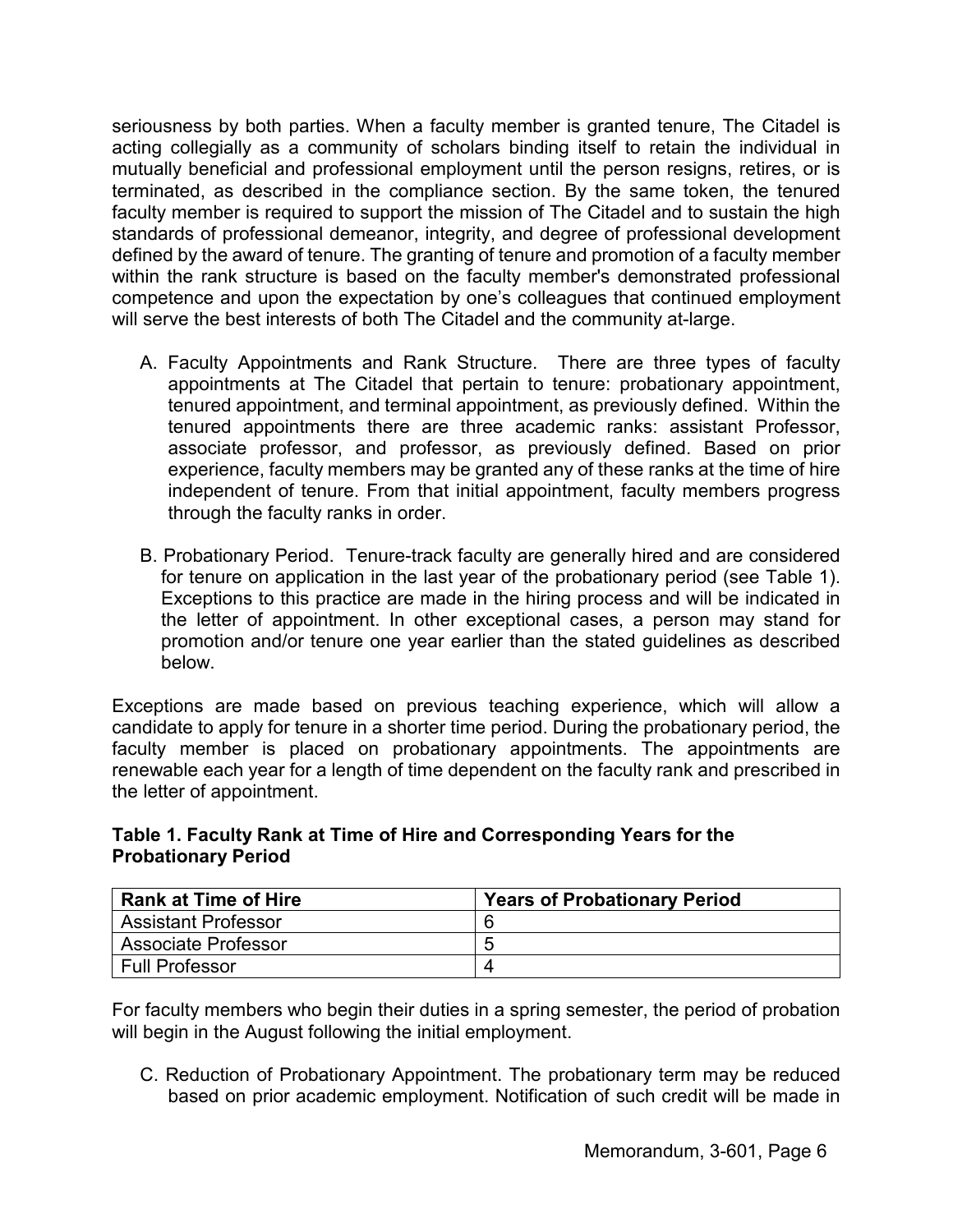seriousness by both parties. When a faculty member is granted tenure, The Citadel is acting collegially as a community of scholars binding itself to retain the individual in mutually beneficial and professional employment until the person resigns, retires, or is terminated, as described in the compliance section. By the same token, the tenured faculty member is required to support the mission of The Citadel and to sustain the high standards of professional demeanor, integrity, and degree of professional development defined by the award of tenure. The granting of tenure and promotion of a faculty member within the rank structure is based on the faculty member's demonstrated professional competence and upon the expectation by one's colleagues that continued employment will serve the best interests of both The Citadel and the community at-large.

A. Faculty Appointments and Rank Structure. There are three types of faculty appointments at The Citadel that pertain to tenure: probationary appointment, tenured appointment, and terminal appointment, as previously defined. Within the tenured appointments there are three academic ranks: assistant Professor, associate professor, and professor, as previously defined. Based on prior experience, faculty members may be granted any of these ranks at the time of hire independent of tenure. From that initial appointment, faculty members progress through the faculty ranks in order.

B. Probationary Period. Tenure-track faculty are generally hired and are considered for tenure on application in the last year of the probationary period (see Table 1). Exceptions to this practice are made in the hiring process and will be indicated in the letter of appointment. In other exceptional cases, a person may stand for promotion and/or tenure one year earlier than the stated guidelines as described below.

Exceptions are made based on previous teaching experience, which will allow a candidate to apply for tenure in a shorter time period. During the probationary period, the faculty member is placed on probationary appointments. The appointments are renewable each year for a length of time dependent on the faculty rank and prescribed in the letter of appointment.

**Table 1. Faculty Rank at Time of Hire and Corresponding Years for the Probationary Period**

| Rank at Time of Hire | Years of Probationary Period |
|---|---|
| Assistant Professor | 6 |
| Associate Professor | 5 |
| Full Professor | 4 |

For faculty members who begin their duties in a spring semester, the period of probation will begin in the August following the initial employment.

C. Reduction of Probationary Appointment. The probationary term may be reduced based on prior academic employment. Notification of such credit will be made in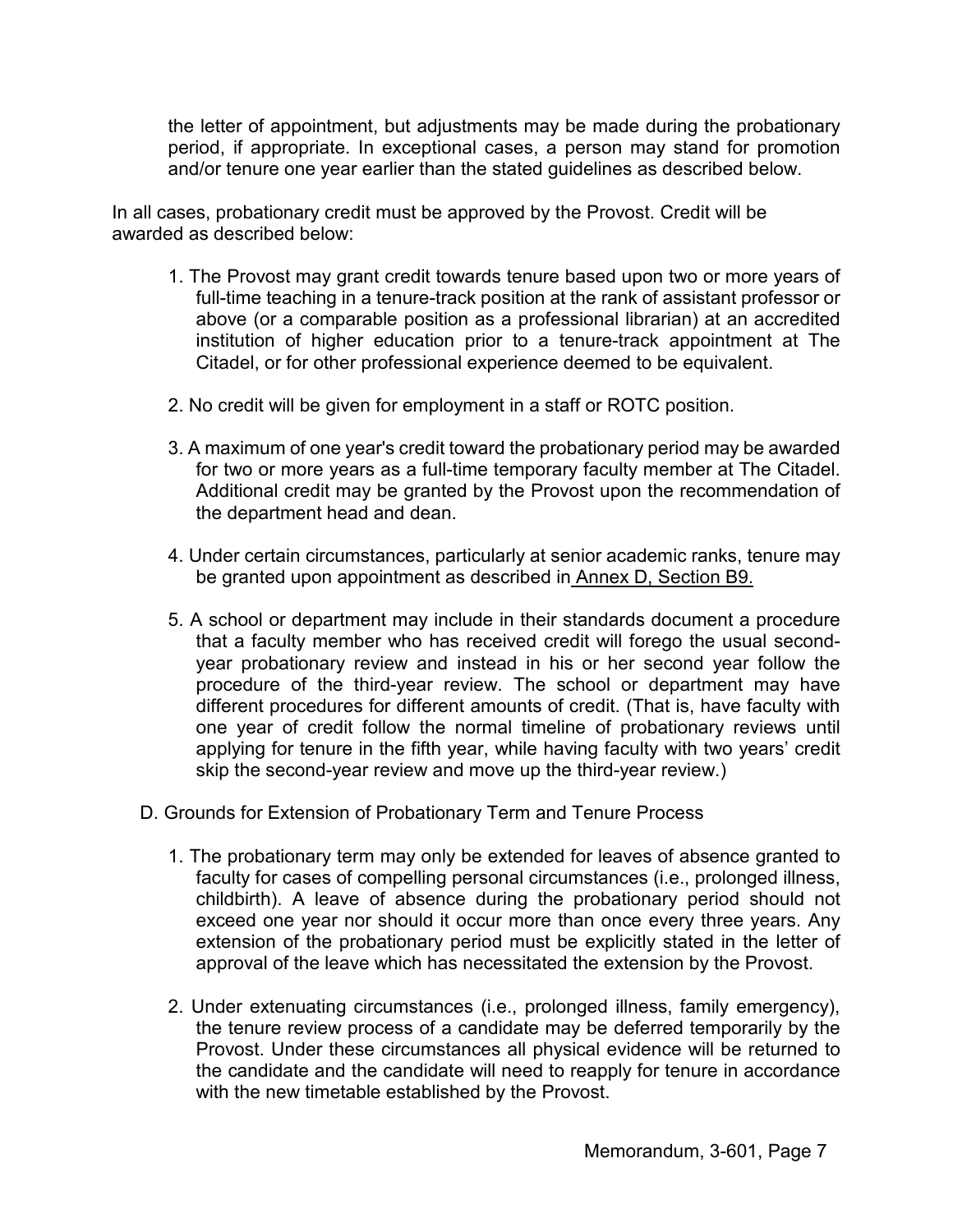the letter of appointment, but adjustments may be made during the probationary period, if appropriate. In exceptional cases, a person may stand for promotion and/or tenure one year earlier than the stated guidelines as described below.

In all cases, probationary credit must be approved by the Provost. Credit will be awarded as described below:

1. The Provost may grant credit towards tenure based upon two or more years of full-time teaching in a tenure-track position at the rank of assistant professor or above (or a comparable position as a professional librarian) at an accredited institution of higher education prior to a tenure-track appointment at The Citadel, or for other professional experience deemed to be equivalent.

2. No credit will be given for employment in a staff or ROTC position.

3. A maximum of one year's credit toward the probationary period may be awarded for two or more years as a full-time temporary faculty member at The Citadel. Additional credit may be granted by the Provost upon the recommendation of the department head and dean.

4. Under certain circumstances, particularly at senior academic ranks, tenure may be granted upon appointment as described in Annex D, Section B9.

5. A school or department may include in their standards document a procedure that a faculty member who has received credit will forego the usual second-year probationary review and instead in his or her second year follow the procedure of the third-year review. The school or department may have different procedures for different amounts of credit. (That is, have faculty with one year of credit follow the normal timeline of probationary reviews until applying for tenure in the fifth year, while having faculty with two years' credit skip the second-year review and move up the third-year review.)

D. Grounds for Extension of Probationary Term and Tenure Process

1. The probationary term may only be extended for leaves of absence granted to faculty for cases of compelling personal circumstances (i.e., prolonged illness, childbirth). A leave of absence during the probationary period should not exceed one year nor should it occur more than once every three years. Any extension of the probationary period must be explicitly stated in the letter of approval of the leave which has necessitated the extension by the Provost.

2. Under extenuating circumstances (i.e., prolonged illness, family emergency), the tenure review process of a candidate may be deferred temporarily by the Provost. Under these circumstances all physical evidence will be returned to the candidate and the candidate will need to reapply for tenure in accordance with the new timetable established by the Provost.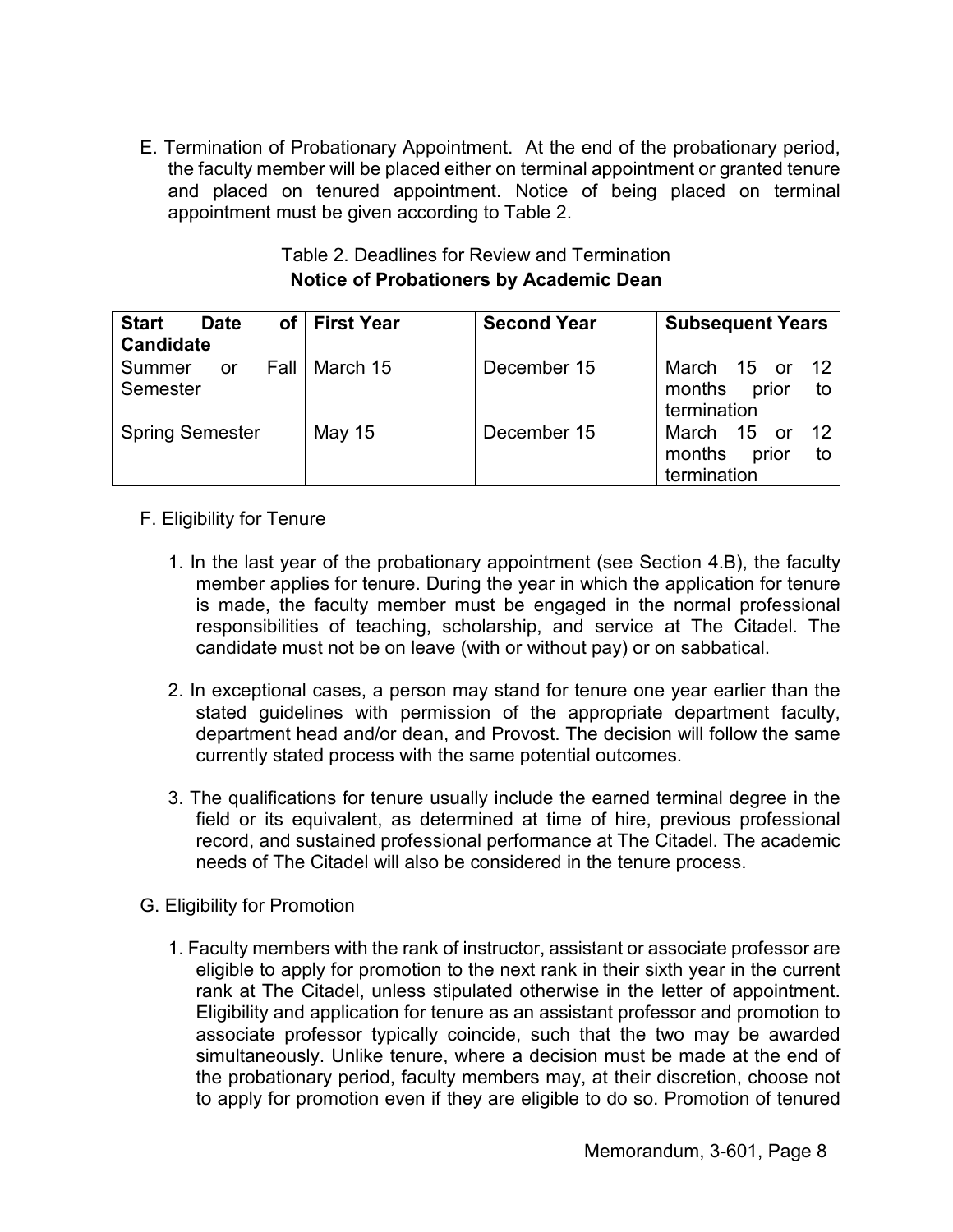E. Termination of Probationary Appointment. At the end of the probationary period, the faculty member will be placed either on terminal appointment or granted tenure and placed on tenured appointment. Notice of being placed on terminal appointment must be given according to Table 2.

Table 2. Deadlines for Review and Termination
**Notice of Probationers by Academic Dean**

| **Start Date of Candidate** | **First Year** | **Second Year** | **Subsequent Years** |
|---|---|---|---|
| Summer or Fall Semester | March 15 | December 15 | March 15 or 12 months prior to termination |
| Spring Semester | May 15 | December 15 | March 15 or 12 months prior to termination |

F. Eligibility for Tenure

1. In the last year of the probationary appointment (see Section 4.B), the faculty member applies for tenure. During the year in which the application for tenure is made, the faculty member must be engaged in the normal professional responsibilities of teaching, scholarship, and service at The Citadel. The candidate must not be on leave (with or without pay) or on sabbatical.

2. In exceptional cases, a person may stand for tenure one year earlier than the stated guidelines with permission of the appropriate department faculty, department head and/or dean, and Provost. The decision will follow the same currently stated process with the same potential outcomes.

3. The qualifications for tenure usually include the earned terminal degree in the field or its equivalent, as determined at time of hire, previous professional record, and sustained professional performance at The Citadel. The academic needs of The Citadel will also be considered in the tenure process.

G. Eligibility for Promotion

1. Faculty members with the rank of instructor, assistant or associate professor are eligible to apply for promotion to the next rank in their sixth year in the current rank at The Citadel, unless stipulated otherwise in the letter of appointment. Eligibility and application for tenure as an assistant professor and promotion to associate professor typically coincide, such that the two may be awarded simultaneously. Unlike tenure, where a decision must be made at the end of the probationary period, faculty members may, at their discretion, choose not to apply for promotion even if they are eligible to do so. Promotion of tenured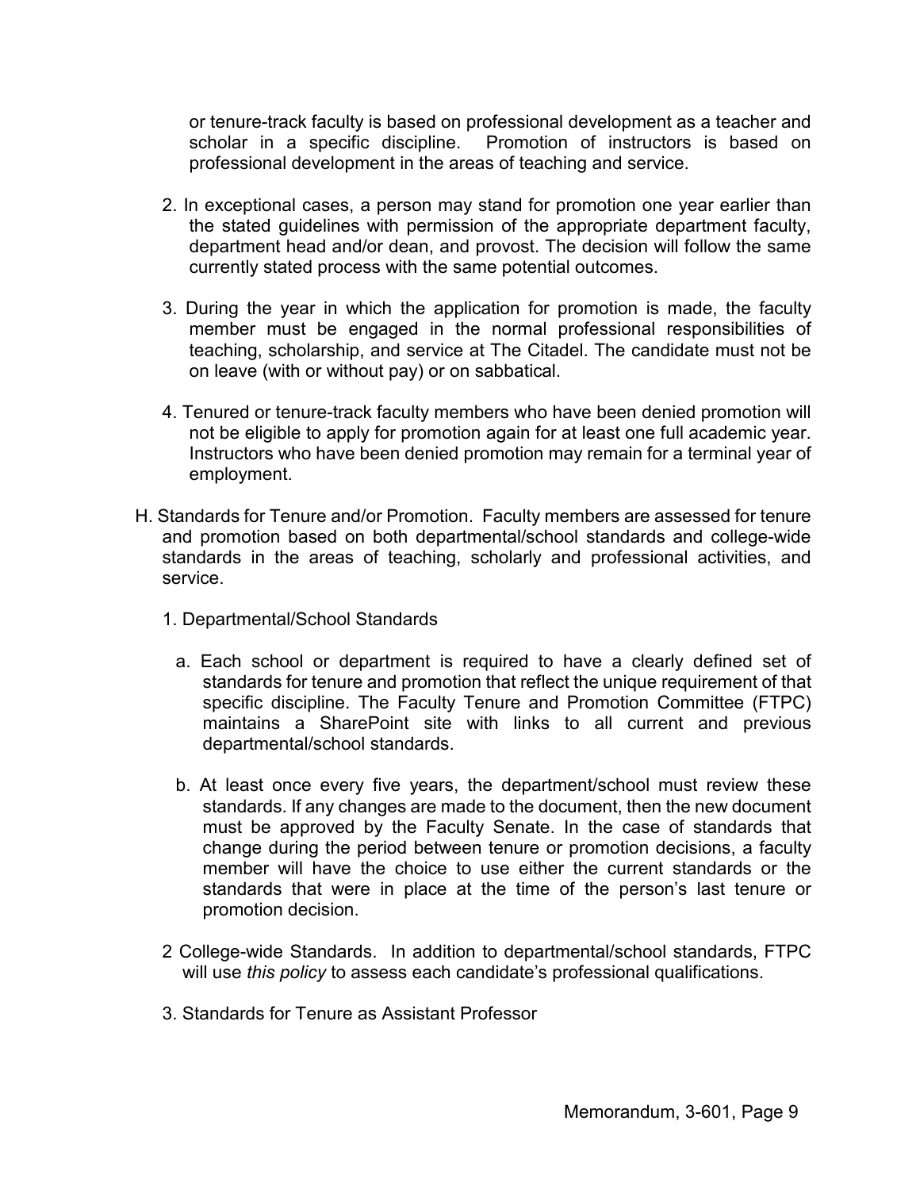or tenure-track faculty is based on professional development as a teacher and scholar in a specific discipline. Promotion of instructors is based on professional development in the areas of teaching and service.

2. In exceptional cases, a person may stand for promotion one year earlier than the stated guidelines with permission of the appropriate department faculty, department head and/or dean, and provost. The decision will follow the same currently stated process with the same potential outcomes.

3. During the year in which the application for promotion is made, the faculty member must be engaged in the normal professional responsibilities of teaching, scholarship, and service at The Citadel. The candidate must not be on leave (with or without pay) or on sabbatical.

4. Tenured or tenure-track faculty members who have been denied promotion will not be eligible to apply for promotion again for at least one full academic year. Instructors who have been denied promotion may remain for a terminal year of employment.

H. Standards for Tenure and/or Promotion. Faculty members are assessed for tenure and promotion based on both departmental/school standards and college-wide standards in the areas of teaching, scholarly and professional activities, and service.

1. Departmental/School Standards

a. Each school or department is required to have a clearly defined set of standards for tenure and promotion that reflect the unique requirement of that specific discipline. The Faculty Tenure and Promotion Committee (FTPC) maintains a SharePoint site with links to all current and previous departmental/school standards.

b. At least once every five years, the department/school must review these standards. If any changes are made to the document, then the new document must be approved by the Faculty Senate. In the case of standards that change during the period between tenure or promotion decisions, a faculty member will have the choice to use either the current standards or the standards that were in place at the time of the person's last tenure or promotion decision.

2 College-wide Standards. In addition to departmental/school standards, FTPC will use *this policy* to assess each candidate's professional qualifications.

3. Standards for Tenure as Assistant Professor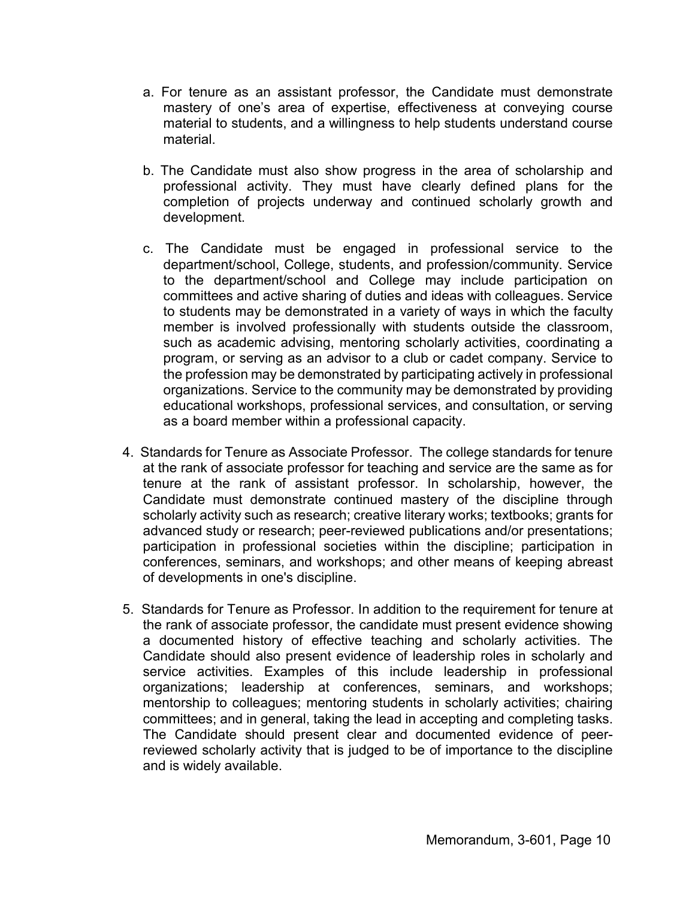a. For tenure as an assistant professor, the Candidate must demonstrate mastery of one’s area of expertise, effectiveness at conveying course material to students, and a willingness to help students understand course material.

b. The Candidate must also show progress in the area of scholarship and professional activity. They must have clearly defined plans for the completion of projects underway and continued scholarly growth and development.

c. The Candidate must be engaged in professional service to the department/school, College, students, and profession/community. Service to the department/school and College may include participation on committees and active sharing of duties and ideas with colleagues. Service to students may be demonstrated in a variety of ways in which the faculty member is involved professionally with students outside the classroom, such as academic advising, mentoring scholarly activities, coordinating a program, or serving as an advisor to a club or cadet company. Service to the profession may be demonstrated by participating actively in professional organizations. Service to the community may be demonstrated by providing educational workshops, professional services, and consultation, or serving as a board member within a professional capacity.

4. Standards for Tenure as Associate Professor. The college standards for tenure at the rank of associate professor for teaching and service are the same as for tenure at the rank of assistant professor. In scholarship, however, the Candidate must demonstrate continued mastery of the discipline through scholarly activity such as research; creative literary works; textbooks; grants for advanced study or research; peer-reviewed publications and/or presentations; participation in professional societies within the discipline; participation in conferences, seminars, and workshops; and other means of keeping abreast of developments in one's discipline.

5. Standards for Tenure as Professor. In addition to the requirement for tenure at the rank of associate professor, the candidate must present evidence showing a documented history of effective teaching and scholarly activities. The Candidate should also present evidence of leadership roles in scholarly and service activities. Examples of this include leadership in professional organizations; leadership at conferences, seminars, and workshops; mentorship to colleagues; mentoring students in scholarly activities; chairing committees; and in general, taking the lead in accepting and completing tasks. The Candidate should present clear and documented evidence of peer-reviewed scholarly activity that is judged to be of importance to the discipline and is widely available.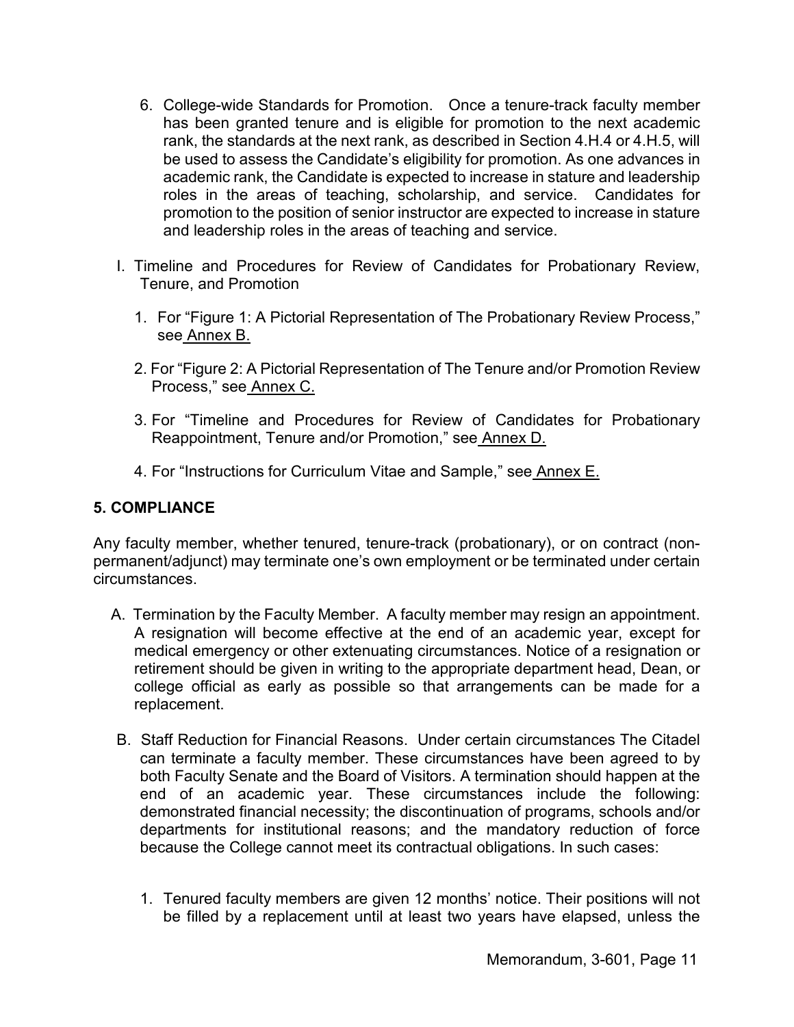6. College-wide Standards for Promotion. Once a tenure-track faculty member has been granted tenure and is eligible for promotion to the next academic rank, the standards at the next rank, as described in Section 4.H.4 or 4.H.5, will be used to assess the Candidate's eligibility for promotion. As one advances in academic rank, the Candidate is expected to increase in stature and leadership roles in the areas of teaching, scholarship, and service. Candidates for promotion to the position of senior instructor are expected to increase in stature and leadership roles in the areas of teaching and service.

I. Timeline and Procedures for Review of Candidates for Probationary Review, Tenure, and Promotion

1. For "Figure 1: A Pictorial Representation of The Probationary Review Process," see Annex B.

2. For "Figure 2: A Pictorial Representation of The Tenure and/or Promotion Review Process," see Annex C.

3. For "Timeline and Procedures for Review of Candidates for Probationary Reappointment, Tenure and/or Promotion," see Annex D.

4. For "Instructions for Curriculum Vitae and Sample," see Annex E.

**5. COMPLIANCE**

Any faculty member, whether tenured, tenure-track (probationary), or on contract (non-permanent/adjunct) may terminate one's own employment or be terminated under certain circumstances.

A. Termination by the Faculty Member. A faculty member may resign an appointment. A resignation will become effective at the end of an academic year, except for medical emergency or other extenuating circumstances. Notice of a resignation or retirement should be given in writing to the appropriate department head, Dean, or college official as early as possible so that arrangements can be made for a replacement.

B. Staff Reduction for Financial Reasons. Under certain circumstances The Citadel can terminate a faculty member. These circumstances have been agreed to by both Faculty Senate and the Board of Visitors. A termination should happen at the end of an academic year. These circumstances include the following: demonstrated financial necessity; the discontinuation of programs, schools and/or departments for institutional reasons; and the mandatory reduction of force because the College cannot meet its contractual obligations. In such cases:

1. Tenured faculty members are given 12 months' notice. Their positions will not be filled by a replacement until at least two years have elapsed, unless the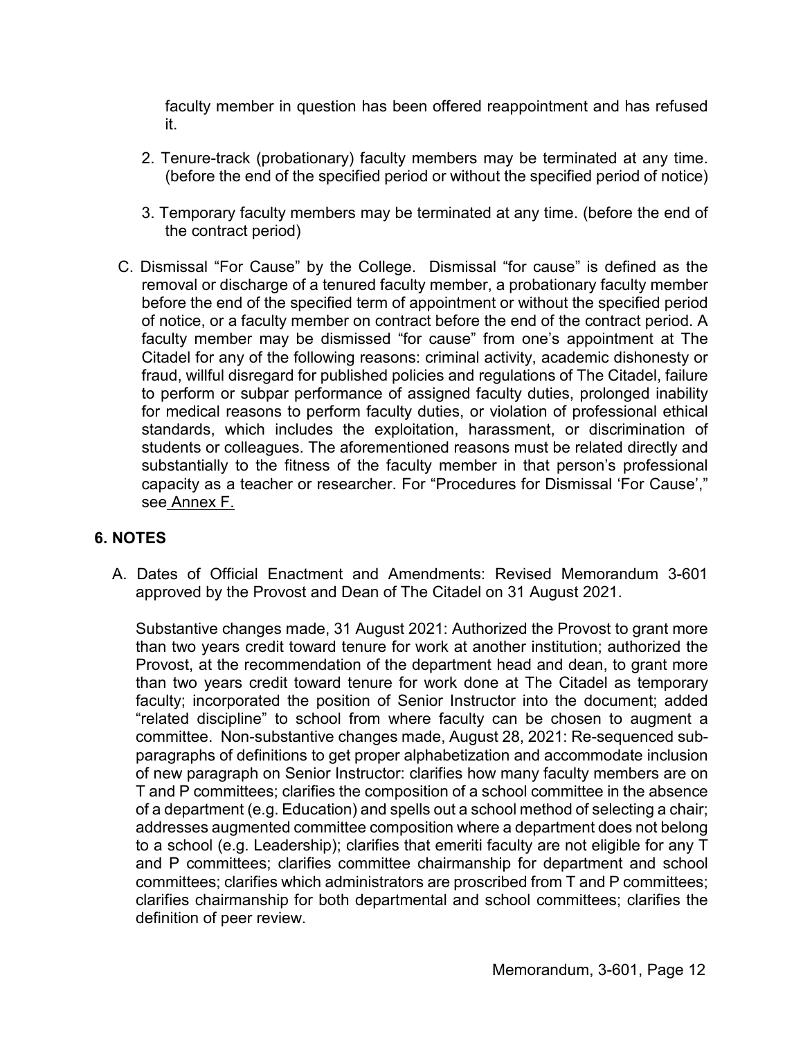faculty member in question has been offered reappointment and has refused it.

2. Tenure-track (probationary) faculty members may be terminated at any time. (before the end of the specified period or without the specified period of notice)

3. Temporary faculty members may be terminated at any time. (before the end of the contract period)

C. Dismissal "For Cause" by the College. Dismissal "for cause" is defined as the removal or discharge of a tenured faculty member, a probationary faculty member before the end of the specified term of appointment or without the specified period of notice, or a faculty member on contract before the end of the contract period. A faculty member may be dismissed "for cause" from one's appointment at The Citadel for any of the following reasons: criminal activity, academic dishonesty or fraud, willful disregard for published policies and regulations of The Citadel, failure to perform or subpar performance of assigned faculty duties, prolonged inability for medical reasons to perform faculty duties, or violation of professional ethical standards, which includes the exploitation, harassment, or discrimination of students or colleagues. The aforementioned reasons must be related directly and substantially to the fitness of the faculty member in that person's professional capacity as a teacher or researcher. For "Procedures for Dismissal 'For Cause'," see Annex F.

## 6. NOTES

A. Dates of Official Enactment and Amendments: Revised Memorandum 3-601 approved by the Provost and Dean of The Citadel on 31 August 2021.

Substantive changes made, 31 August 2021: Authorized the Provost to grant more than two years credit toward tenure for work at another institution; authorized the Provost, at the recommendation of the department head and dean, to grant more than two years credit toward tenure for work done at The Citadel as temporary faculty; incorporated the position of Senior Instructor into the document; added "related discipline" to school from where faculty can be chosen to augment a committee. Non-substantive changes made, August 28, 2021: Re-sequenced sub-paragraphs of definitions to get proper alphabetization and accommodate inclusion of new paragraph on Senior Instructor: clarifies how many faculty members are on T and P committees; clarifies the composition of a school committee in the absence of a department (e.g. Education) and spells out a school method of selecting a chair; addresses augmented committee composition where a department does not belong to a school (e.g. Leadership); clarifies that emeriti faculty are not eligible for any T and P committees; clarifies committee chairmanship for department and school committees; clarifies which administrators are proscribed from T and P committees; clarifies chairmanship for both departmental and school committees; clarifies the definition of peer review.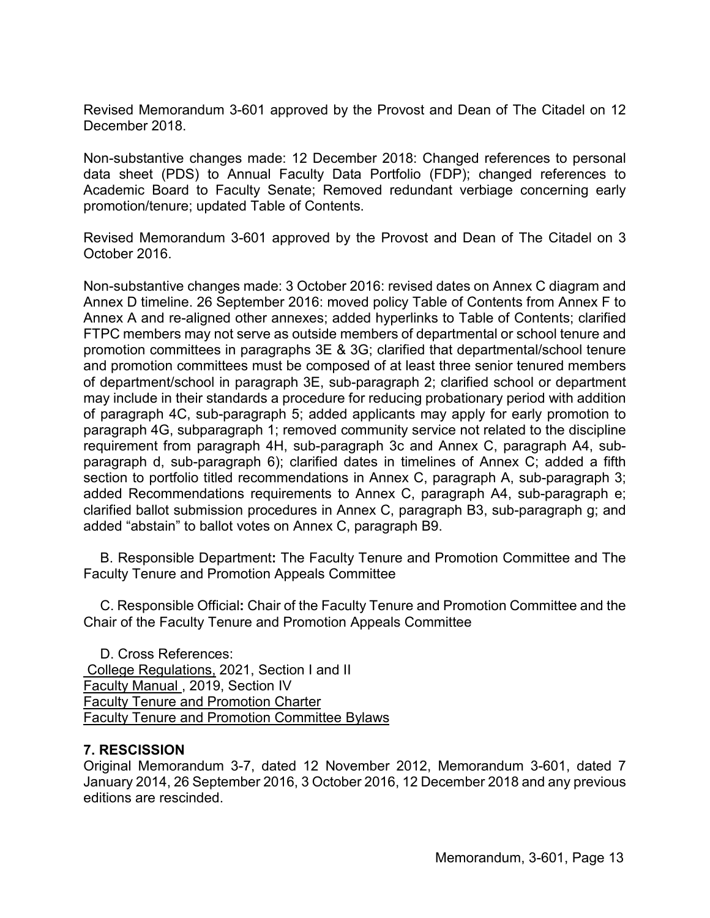Revised Memorandum 3-601 approved by the Provost and Dean of The Citadel on 12 December 2018.

Non-substantive changes made: 12 December 2018: Changed references to personal data sheet (PDS) to Annual Faculty Data Portfolio (FDP); changed references to Academic Board to Faculty Senate; Removed redundant verbiage concerning early promotion/tenure; updated Table of Contents.

Revised Memorandum 3-601 approved by the Provost and Dean of The Citadel on 3 October 2016.

Non-substantive changes made: 3 October 2016: revised dates on Annex C diagram and Annex D timeline. 26 September 2016: moved policy Table of Contents from Annex F to Annex A and re-aligned other annexes; added hyperlinks to Table of Contents; clarified FTPC members may not serve as outside members of departmental or school tenure and promotion committees in paragraphs 3E & 3G; clarified that departmental/school tenure and promotion committees must be composed of at least three senior tenured members of department/school in paragraph 3E, sub-paragraph 2; clarified school or department may include in their standards a procedure for reducing probationary period with addition of paragraph 4C, sub-paragraph 5; added applicants may apply for early promotion to paragraph 4G, subparagraph 1; removed community service not related to the discipline requirement from paragraph 4H, sub-paragraph 3c and Annex C, paragraph A4, sub-paragraph d, sub-paragraph 6); clarified dates in timelines of Annex C; added a fifth section to portfolio titled recommendations in Annex C, paragraph A, sub-paragraph 3; added Recommendations requirements to Annex C, paragraph A4, sub-paragraph e; clarified ballot submission procedures in Annex C, paragraph B3, sub-paragraph g; and added "abstain" to ballot votes on Annex C, paragraph B9.

B. Responsible Department**:** The Faculty Tenure and Promotion Committee and The Faculty Tenure and Promotion Appeals Committee

C. Responsible Official**:** Chair of the Faculty Tenure and Promotion Committee and the Chair of the Faculty Tenure and Promotion Appeals Committee

D. Cross References:
College Regulations, 2021, Section I and II
Faculty Manual , 2019, Section IV
Faculty Tenure and Promotion Charter
Faculty Tenure and Promotion Committee Bylaws

**7. RESCISSION**
Original Memorandum 3-7, dated 12 November 2012, Memorandum 3-601, dated 7 January 2014, 26 September 2016, 3 October 2016, 12 December 2018 and any previous editions are rescinded.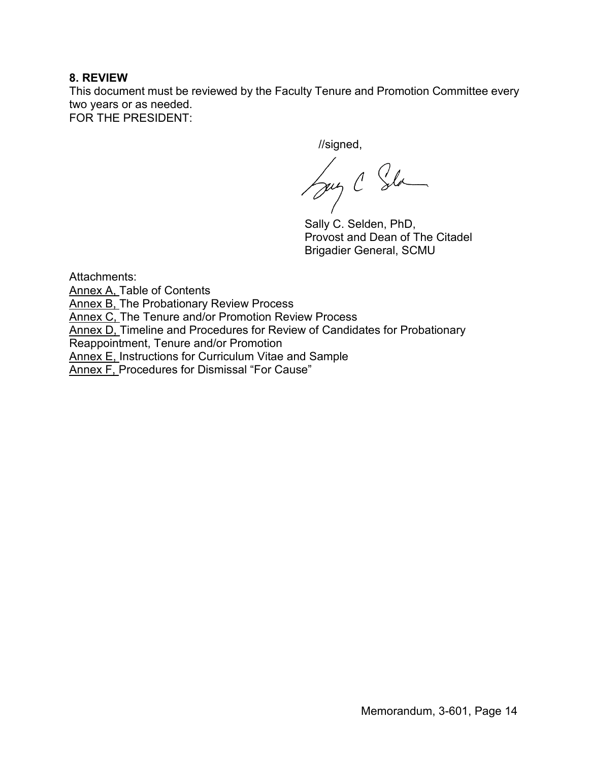**8. REVIEW**

This document must be reviewed by the Faculty Tenure and Promotion Committee every two years or as needed.

FOR THE PRESIDENT:

//signed,

Sally C. Selden, PhD,
Provost and Dean of The Citadel
Brigadier General, SCMU

Attachments:

Annex A, Table of Contents
Annex B, The Probationary Review Process
Annex C, The Tenure and/or Promotion Review Process
Annex D, Timeline and Procedures for Review of Candidates for Probationary Reappointment, Tenure and/or Promotion
Annex E, Instructions for Curriculum Vitae and Sample
Annex F, Procedures for Dismissal "For Cause"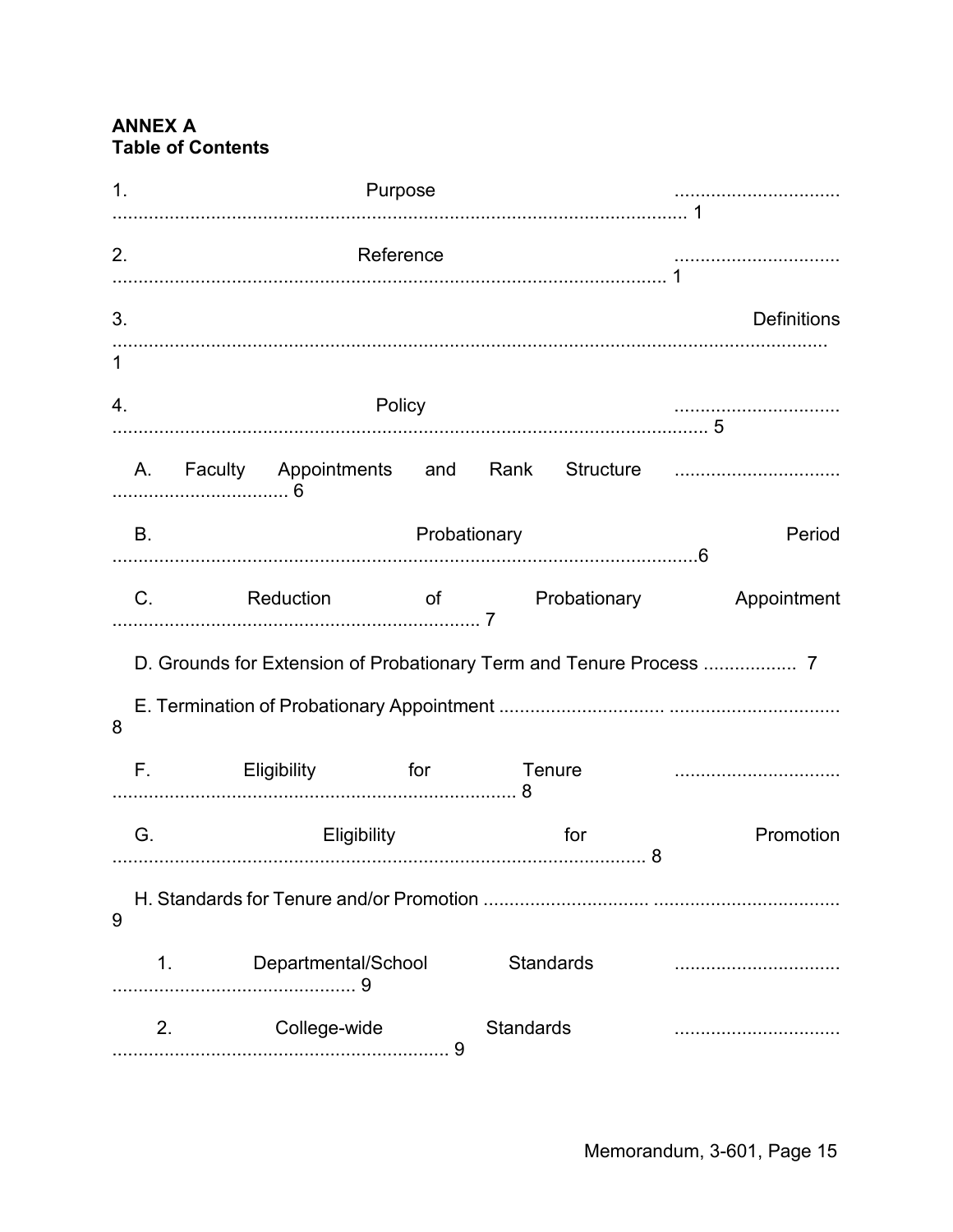**ANNEX A**
**Table of Contents**

1. Purpose ................................ 1

2. Reference ................................ 1

3. Definitions ................................ 1

4. Policy ................................ 5

   A. Faculty Appointments and Rank Structure ................................ 6

   B. Probationary Period ................................ 6

   C. Reduction of Probationary Appointment ................................ 7

   D. Grounds for Extension of Probationary Term and Tenure Process ................. 7

   E. Termination of Probationary Appointment ................................ 8

   F. Eligibility for Tenure ................................ 8

   G. Eligibility for Promotion ................................ 8

   H. Standards for Tenure and/or Promotion ................................ 9

      1. Departmental/School Standards ................................ 9

      2. College-wide Standards ................................ 9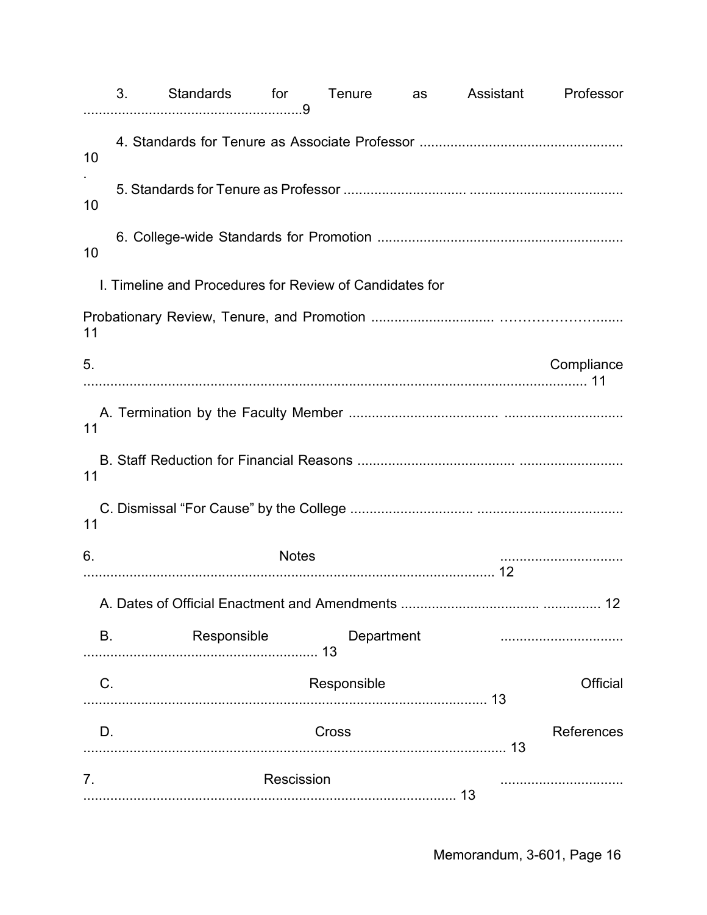3. Standards for Tenure as Assistant Professor .........................................................9

4. Standards for Tenure as Associate Professor ..................................................... 10

5. Standards for Tenure as Professor .............................. ........................................ 10

6. College-wide Standards for Promotion ................................................................ 10

I. Timeline and Procedures for Review of Candidates for Probationary Review, Tenure, and Promotion ............................... ……………………....... 11

5. Compliance ..................................................................................................................... 11

A. Termination by the Faculty Member ...................................... ............................... 11

B. Staff Reduction for Financial Reasons ....................................... ........................... 11

C. Dismissal "For Cause" by the College .............................. ...................................... 11

6. Notes ................................ ......................................................................................................... 12

A. Dates of Official Enactment and Amendments .................................... ............... 12

B. Responsible Department ................................ ............................................................. 13

C. Responsible Official .......................................................................................................... 13

D. Cross References .............................................................................................................. 13

7. Rescission ................................ ................................................................................................ 13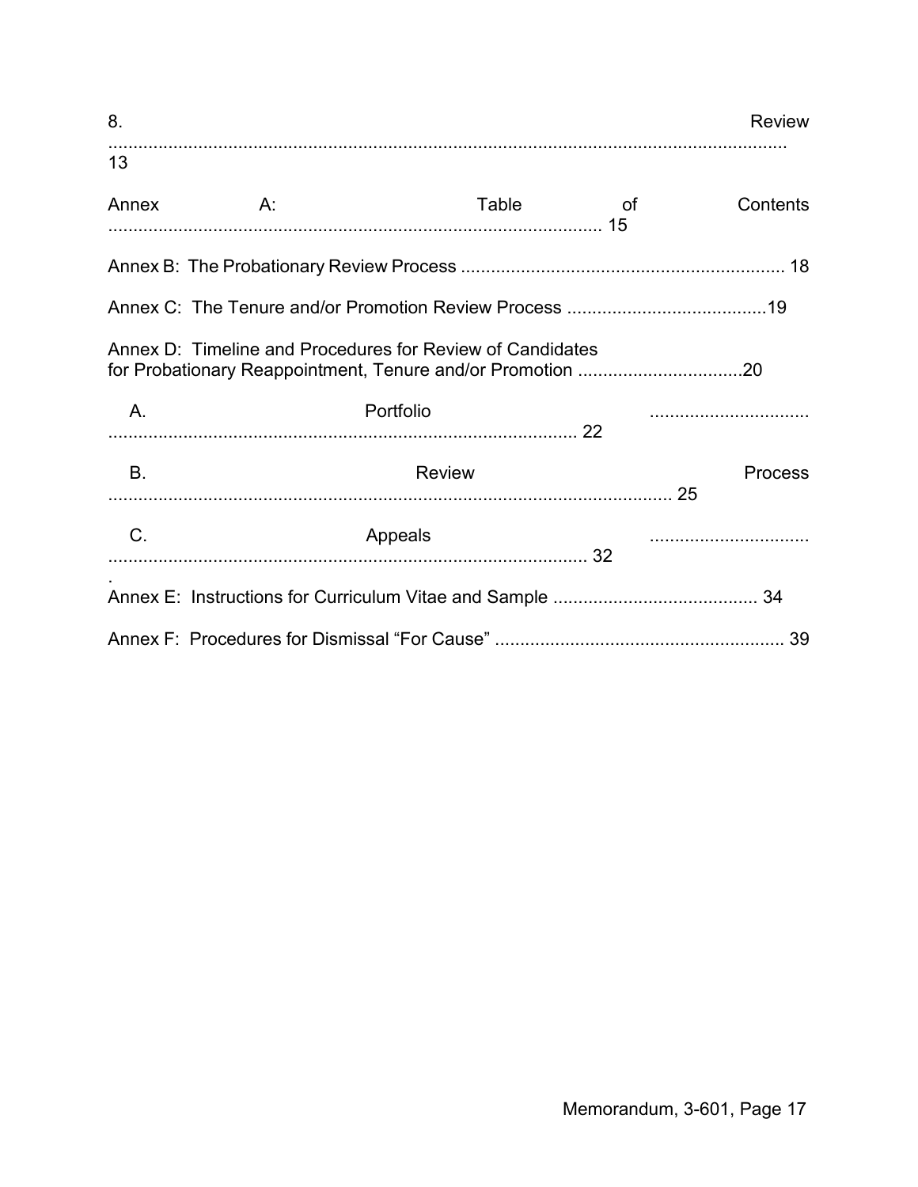8. Review ........................................................................................................................... 13

Annex A: Table of Contents ................................................................................................. 15

Annex B: The Probationary Review Process ................................................................ 18

Annex C: The Tenure and/or Promotion Review Process ........................................19

Annex D: Timeline and Procedures for Review of Candidates for Probationary Reappointment, Tenure and/or Promotion .................................20

A. Portfolio ............................................................................................................... 22

B. Review Process ................................................................................................................. 25

C. Appeals ................................................................................................................ 32

Annex E: Instructions for Curriculum Vitae and Sample ......................................... 34

Annex F: Procedures for Dismissal "For Cause" .......................................................... 39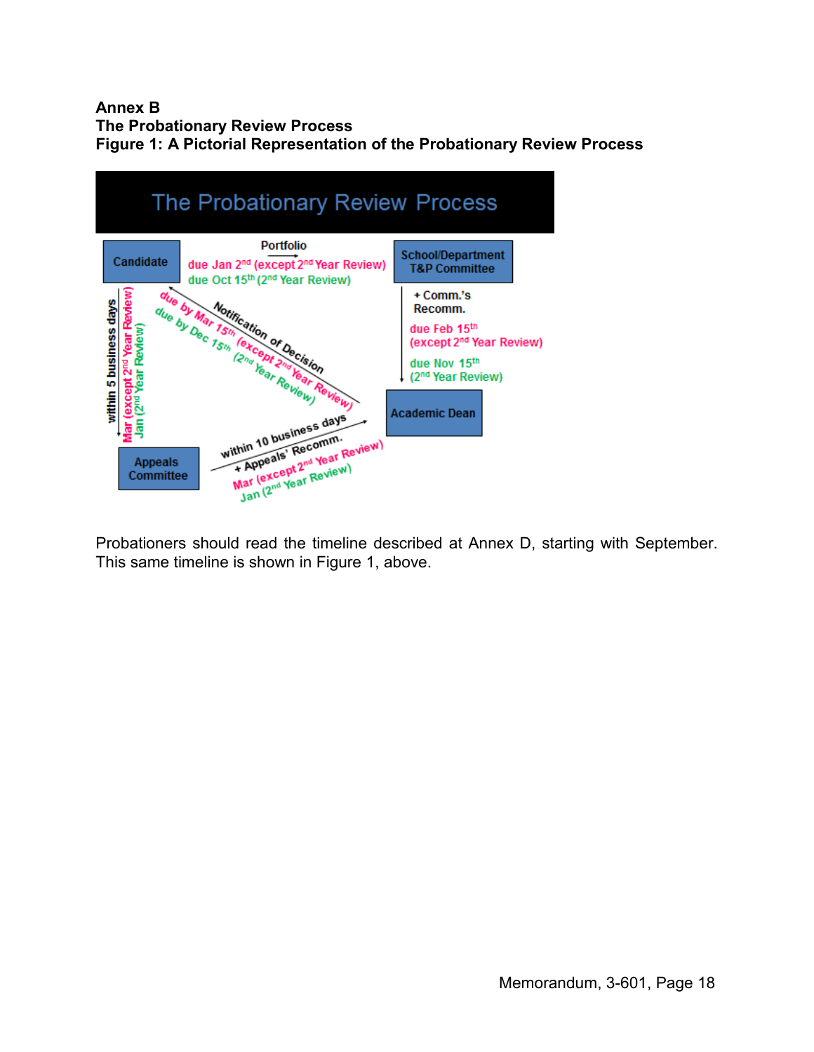**Annex B**
**The Probationary Review Process**
**Figure 1: A Pictorial Representation of the Probationary Review Process**

The Probationary Review Process

Candidate

Portfolio
due Jan 2nd (except 2nd Year Review)
due Oct 15th (2nd Year Review)

School/Department T&P Committee

+ Comm.'s Recomm.
due Feb 15th (except 2nd Year Review)
due Nov 15th (2nd Year Review)

Academic Dean

Notification of Decision
due by Mar 15th (except 2nd Year Review)
due by Dec 15th (2nd Year Review)

within 5 business days
Mar (except 2nd Year Review)
Jan (2nd Year Review)

Appeals Committee

within 10 business days
+ Appeals' Recomm.
Mar (except 2nd Year Review)
Jan (2nd Year Review)

Probationers should read the timeline described at Annex D, starting with September. This same timeline is shown in Figure 1, above.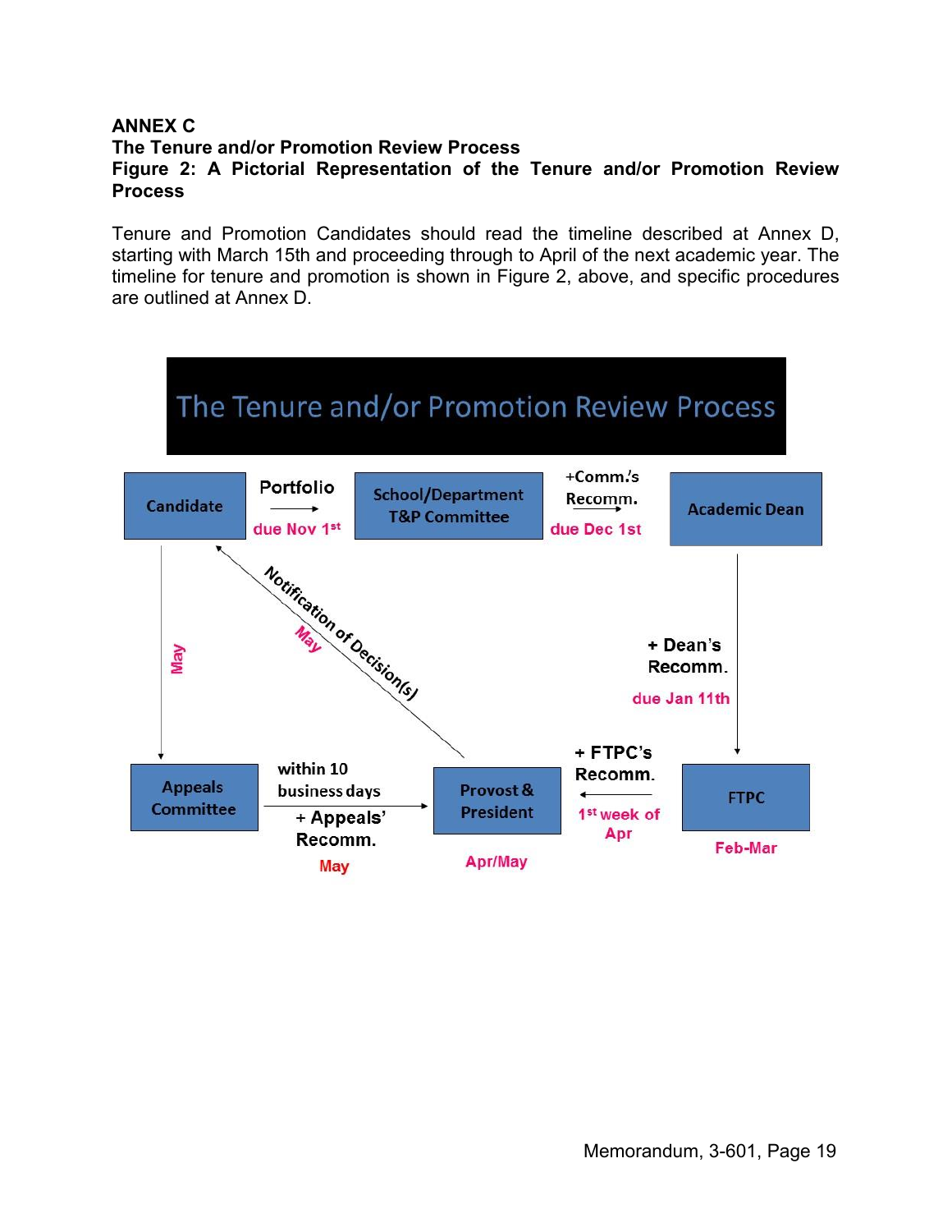**ANNEX C**
**The Tenure and/or Promotion Review Process**
**Figure 2: A Pictorial Representation of the Tenure and/or Promotion Review Process**

Tenure and Promotion Candidates should read the timeline described at Annex D, starting with March 15th and proceeding through to April of the next academic year. The timeline for tenure and promotion is shown in Figure 2, above, and specific procedures are outlined at Annex D.

The Tenure and/or Promotion Review Process

Candidate → Portfolio (due Nov 1st) → School/Department T&P Committee → +Comm.'s Recomm. (due Dec 1st) → Academic Dean → + Dean's Recomm. (due Jan 11th) → FTPC (Feb-Mar) → + FTPC's Recomm. (1st week of Apr) → Provost & President (Apr/May)

Provost & President → Notification of Decision(s) (May) → Candidate

Candidate → May → Appeals Committee → within 10 business days + Appeals' Recomm. (May) → Provost & President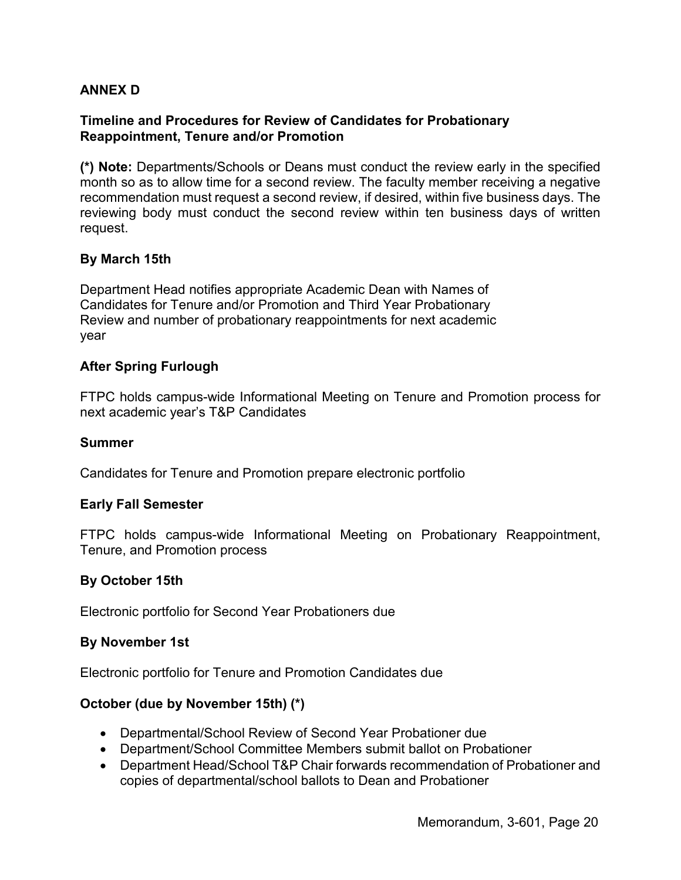## ANNEX D

### Timeline and Procedures for Review of Candidates for Probationary Reappointment, Tenure and/or Promotion

**(*) Note:** Departments/Schools or Deans must conduct the review early in the specified month so as to allow time for a second review. The faculty member receiving a negative recommendation must request a second review, if desired, within five business days. The reviewing body must conduct the second review within ten business days of written request.

**By March 15th**

Department Head notifies appropriate Academic Dean with Names of Candidates for Tenure and/or Promotion and Third Year Probationary Review and number of probationary reappointments for next academic year

**After Spring Furlough**

FTPC holds campus-wide Informational Meeting on Tenure and Promotion process for next academic year's T&P Candidates

**Summer**

Candidates for Tenure and Promotion prepare electronic portfolio

**Early Fall Semester**

FTPC holds campus-wide Informational Meeting on Probationary Reappointment, Tenure, and Promotion process

**By October 15th**

Electronic portfolio for Second Year Probationers due

**By November 1st**

Electronic portfolio for Tenure and Promotion Candidates due

**October (due by November 15th) (*)**

- Departmental/School Review of Second Year Probationer due
- Department/School Committee Members submit ballot on Probationer
- Department Head/School T&P Chair forwards recommendation of Probationer and copies of departmental/school ballots to Dean and Probationer

Memorandum, 3-601, Page 20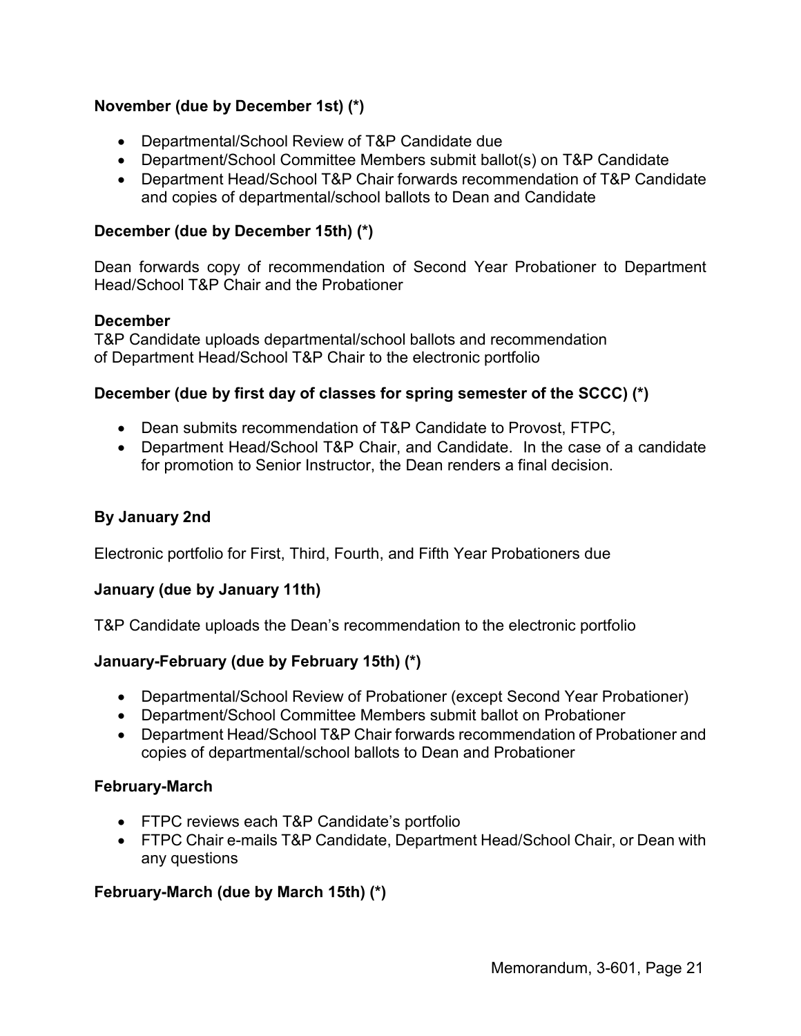**November (due by December 1st) (*)**

- Departmental/School Review of T&P Candidate due
- Department/School Committee Members submit ballot(s) on T&P Candidate
- Department Head/School T&P Chair forwards recommendation of T&P Candidate and copies of departmental/school ballots to Dean and Candidate

**December (due by December 15th) (*)**

Dean forwards copy of recommendation of Second Year Probationer to Department Head/School T&P Chair and the Probationer

**December**

T&P Candidate uploads departmental/school ballots and recommendation of Department Head/School T&P Chair to the electronic portfolio

**December (due by first day of classes for spring semester of the SCCC) (*)**

- Dean submits recommendation of T&P Candidate to Provost, FTPC,
- Department Head/School T&P Chair, and Candidate. In the case of a candidate for promotion to Senior Instructor, the Dean renders a final decision.

**By January 2nd**

Electronic portfolio for First, Third, Fourth, and Fifth Year Probationers due

**January (due by January 11th)**

T&P Candidate uploads the Dean's recommendation to the electronic portfolio

**January-February (due by February 15th) (*)**

- Departmental/School Review of Probationer (except Second Year Probationer)
- Department/School Committee Members submit ballot on Probationer
- Department Head/School T&P Chair forwards recommendation of Probationer and copies of departmental/school ballots to Dean and Probationer

**February-March**

- FTPC reviews each T&P Candidate's portfolio
- FTPC Chair e-mails T&P Candidate, Department Head/School Chair, or Dean with any questions

**February-March (due by March 15th) (*)**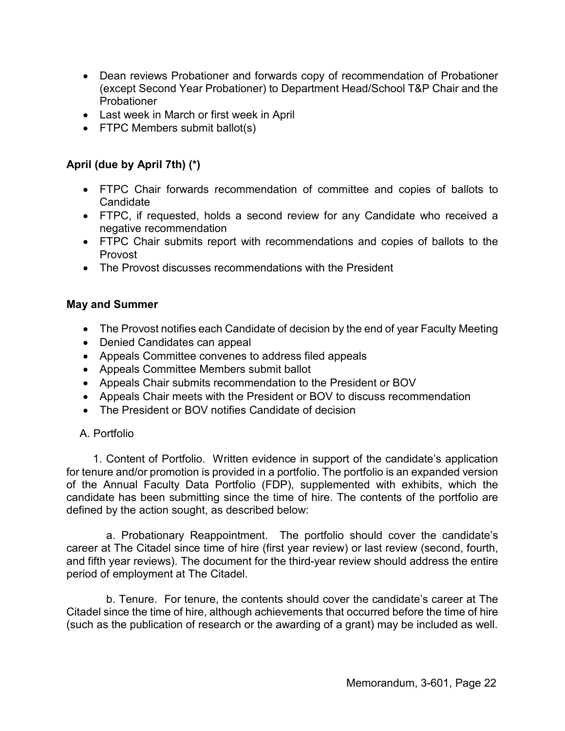- Dean reviews Probationer and forwards copy of recommendation of Probationer (except Second Year Probationer) to Department Head/School T&P Chair and the Probationer
- Last week in March or first week in April
- FTPC Members submit ballot(s)

**April (due by April 7th) (*)**

- FTPC Chair forwards recommendation of committee and copies of ballots to Candidate
- FTPC, if requested, holds a second review for any Candidate who received a negative recommendation
- FTPC Chair submits report with recommendations and copies of ballots to the Provost
- The Provost discusses recommendations with the President

**May and Summer**

- The Provost notifies each Candidate of decision by the end of year Faculty Meeting
- Denied Candidates can appeal
- Appeals Committee convenes to address filed appeals
- Appeals Committee Members submit ballot
- Appeals Chair submits recommendation to the President or BOV
- Appeals Chair meets with the President or BOV to discuss recommendation
- The President or BOV notifies Candidate of decision

A. Portfolio

1. Content of Portfolio. Written evidence in support of the candidate's application for tenure and/or promotion is provided in a portfolio. The portfolio is an expanded version of the Annual Faculty Data Portfolio (FDP), supplemented with exhibits, which the candidate has been submitting since the time of hire. The contents of the portfolio are defined by the action sought, as described below:

a. Probationary Reappointment. The portfolio should cover the candidate's career at The Citadel since time of hire (first year review) or last review (second, fourth, and fifth year reviews). The document for the third-year review should address the entire period of employment at The Citadel.

b. Tenure. For tenure, the contents should cover the candidate's career at The Citadel since the time of hire, although achievements that occurred before the time of hire (such as the publication of research or the awarding of a grant) may be included as well.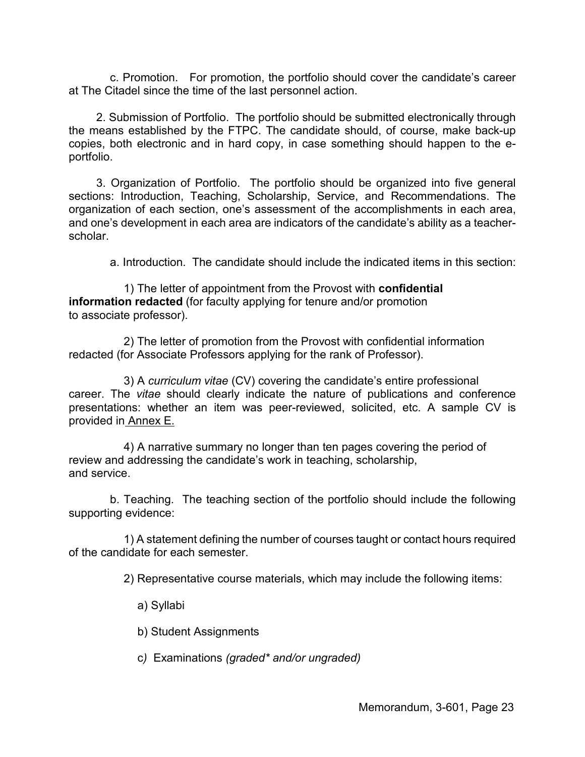c. Promotion. For promotion, the portfolio should cover the candidate's career at The Citadel since the time of the last personnel action.

2. Submission of Portfolio. The portfolio should be submitted electronically through the means established by the FTPC. The candidate should, of course, make back-up copies, both electronic and in hard copy, in case something should happen to the e-portfolio.

3. Organization of Portfolio. The portfolio should be organized into five general sections: Introduction, Teaching, Scholarship, Service, and Recommendations. The organization of each section, one's assessment of the accomplishments in each area, and one's development in each area are indicators of the candidate's ability as a teacher-scholar.

a. Introduction. The candidate should include the indicated items in this section:

1) The letter of appointment from the Provost with **confidential information redacted** (for faculty applying for tenure and/or promotion to associate professor).

2) The letter of promotion from the Provost with confidential information redacted (for Associate Professors applying for the rank of Professor).

3) A *curriculum vitae* (CV) covering the candidate's entire professional career. The *vitae* should clearly indicate the nature of publications and conference presentations: whether an item was peer-reviewed, solicited, etc. A sample CV is provided in Annex E.

4) A narrative summary no longer than ten pages covering the period of review and addressing the candidate's work in teaching, scholarship, and service.

b. Teaching. The teaching section of the portfolio should include the following supporting evidence:

1) A statement defining the number of courses taught or contact hours required of the candidate for each semester.

2) Representative course materials, which may include the following items:

a) Syllabi

b) Student Assignments

c) Examinations *(graded* and/or ungraded)*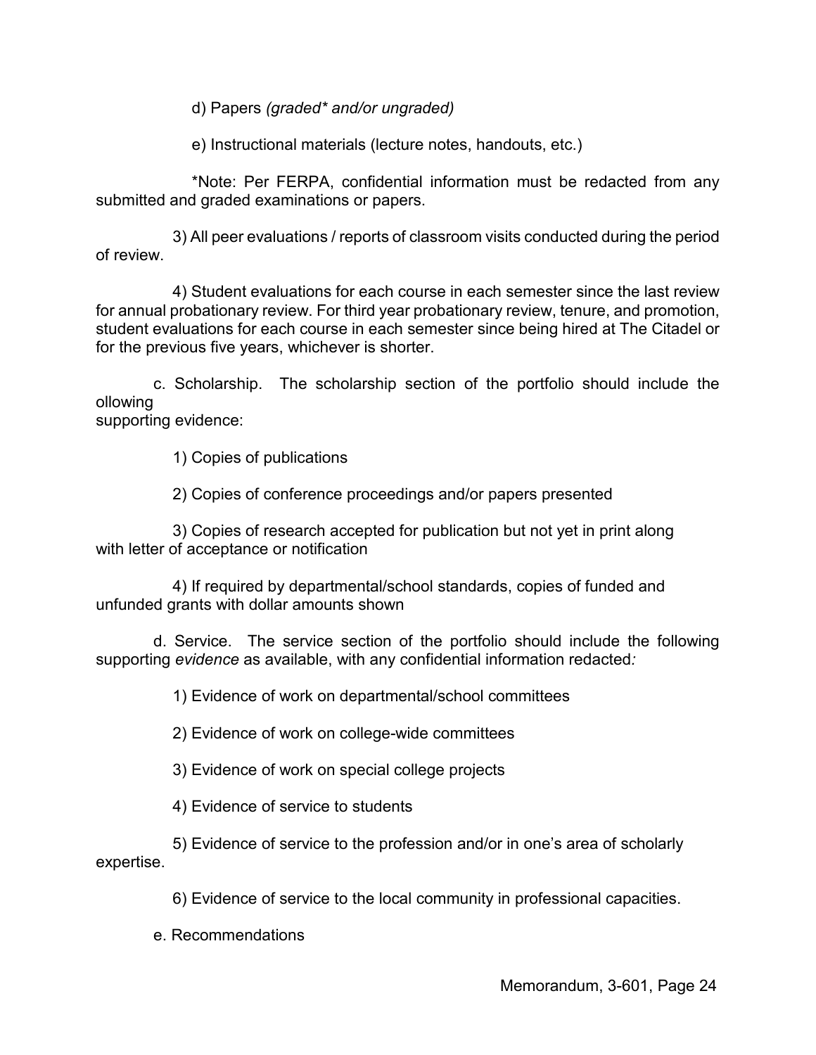d) Papers *(graded* and/or ungraded)*

e) Instructional materials (lecture notes, handouts, etc.)

*Note: Per FERPA, confidential information must be redacted from any submitted and graded examinations or papers.

3) All peer evaluations / reports of classroom visits conducted during the period of review.

4) Student evaluations for each course in each semester since the last review for annual probationary review. For third year probationary review, tenure, and promotion, student evaluations for each course in each semester since being hired at The Citadel or for the previous five years, whichever is shorter.

c. Scholarship. The scholarship section of the portfolio should include the ollowing
supporting evidence:

1) Copies of publications

2) Copies of conference proceedings and/or papers presented

3) Copies of research accepted for publication but not yet in print along with letter of acceptance or notification

4) If required by departmental/school standards, copies of funded and unfunded grants with dollar amounts shown

d. Service. The service section of the portfolio should include the following supporting *evidence* as available, with any confidential information redacted*:*

1) Evidence of work on departmental/school committees

2) Evidence of work on college-wide committees

3) Evidence of work on special college projects

4) Evidence of service to students

5) Evidence of service to the profession and/or in one's area of scholarly expertise.

6) Evidence of service to the local community in professional capacities.

e. Recommendations

Memorandum, 3-601, Page 24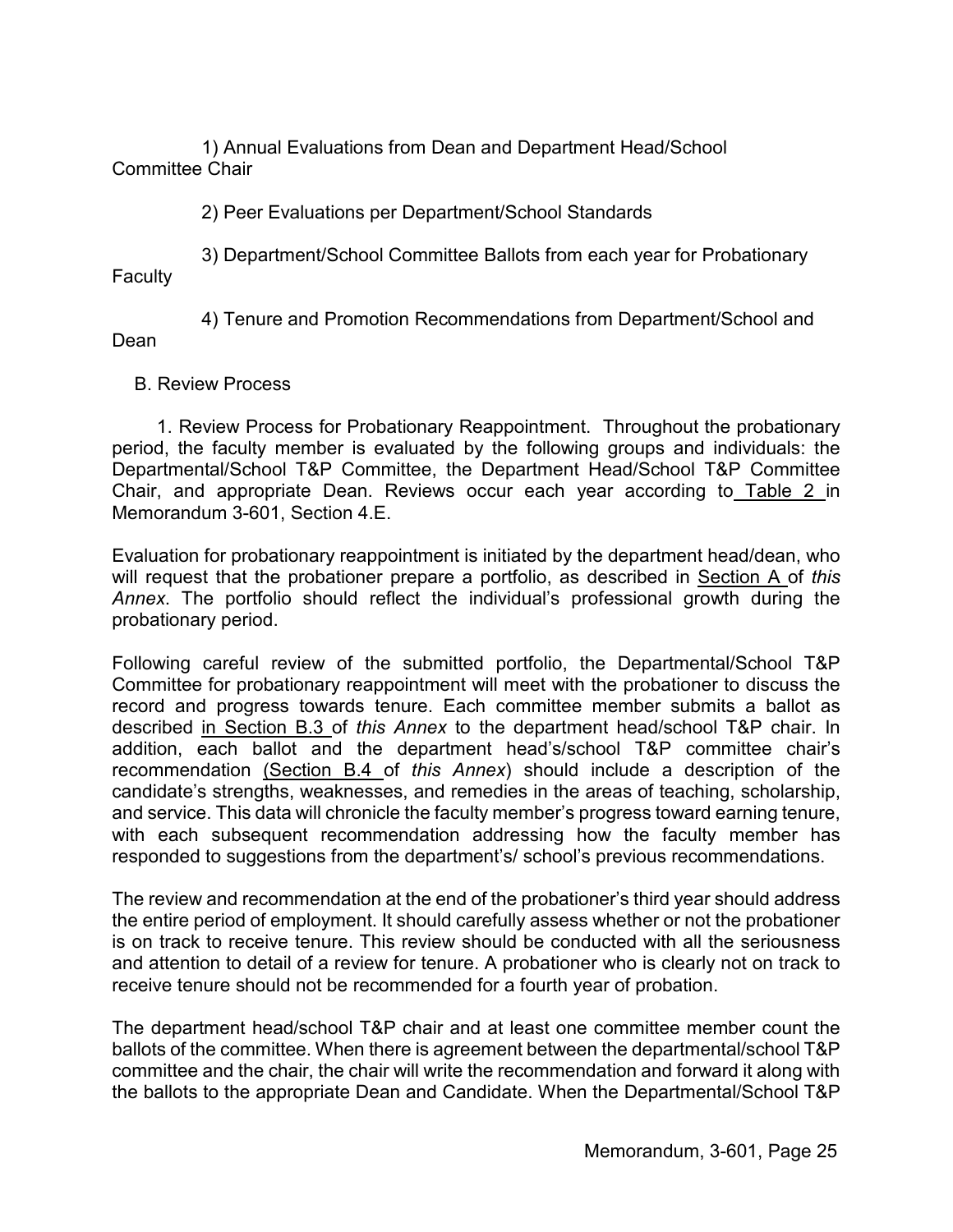1) Annual Evaluations from Dean and Department Head/School Committee Chair

2) Peer Evaluations per Department/School Standards

3) Department/School Committee Ballots from each year for Probationary Faculty

4) Tenure and Promotion Recommendations from Department/School and Dean

B. Review Process

1. Review Process for Probationary Reappointment. Throughout the probationary period, the faculty member is evaluated by the following groups and individuals: the Departmental/School T&P Committee, the Department Head/School T&P Committee Chair, and appropriate Dean. Reviews occur each year according to Table 2 in Memorandum 3-601, Section 4.E.

Evaluation for probationary reappointment is initiated by the department head/dean, who will request that the probationer prepare a portfolio, as described in Section A of *this Annex*. The portfolio should reflect the individual's professional growth during the probationary period.

Following careful review of the submitted portfolio, the Departmental/School T&P Committee for probationary reappointment will meet with the probationer to discuss the record and progress towards tenure. Each committee member submits a ballot as described in Section B.3 of *this Annex* to the department head/school T&P chair. In addition, each ballot and the department head's/school T&P committee chair's recommendation (Section B.4 of *this Annex*) should include a description of the candidate's strengths, weaknesses, and remedies in the areas of teaching, scholarship, and service. This data will chronicle the faculty member's progress toward earning tenure, with each subsequent recommendation addressing how the faculty member has responded to suggestions from the department's/ school's previous recommendations.

The review and recommendation at the end of the probationer's third year should address the entire period of employment. It should carefully assess whether or not the probationer is on track to receive tenure. This review should be conducted with all the seriousness and attention to detail of a review for tenure. A probationer who is clearly not on track to receive tenure should not be recommended for a fourth year of probation.

The department head/school T&P chair and at least one committee member count the ballots of the committee. When there is agreement between the departmental/school T&P committee and the chair, the chair will write the recommendation and forward it along with the ballots to the appropriate Dean and Candidate. When the Departmental/School T&P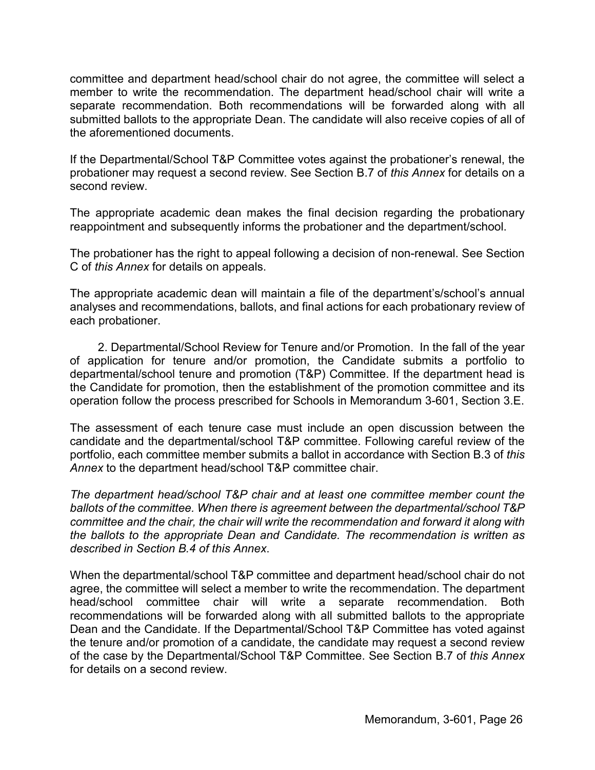committee and department head/school chair do not agree, the committee will select a member to write the recommendation. The department head/school chair will write a separate recommendation. Both recommendations will be forwarded along with all submitted ballots to the appropriate Dean. The candidate will also receive copies of all of the aforementioned documents.

If the Departmental/School T&P Committee votes against the probationer's renewal, the probationer may request a second review. See Section B.7 of *this Annex* for details on a second review.

The appropriate academic dean makes the final decision regarding the probationary reappointment and subsequently informs the probationer and the department/school.

The probationer has the right to appeal following a decision of non-renewal. See Section C of *this Annex* for details on appeals.

The appropriate academic dean will maintain a file of the department's/school's annual analyses and recommendations, ballots, and final actions for each probationary review of each probationer.

2. Departmental/School Review for Tenure and/or Promotion. In the fall of the year of application for tenure and/or promotion, the Candidate submits a portfolio to departmental/school tenure and promotion (T&P) Committee. If the department head is the Candidate for promotion, then the establishment of the promotion committee and its operation follow the process prescribed for Schools in Memorandum 3-601, Section 3.E.

The assessment of each tenure case must include an open discussion between the candidate and the departmental/school T&P committee. Following careful review of the portfolio, each committee member submits a ballot in accordance with Section B.3 of *this Annex* to the department head/school T&P committee chair.

*The department head/school T&P chair and at least one committee member count the ballots of the committee. When there is agreement between the departmental/school T&P committee and the chair, the chair will write the recommendation and forward it along with the ballots to the appropriate Dean and Candidate. The recommendation is written as described in Section B.4 of this Annex*.

When the departmental/school T&P committee and department head/school chair do not agree, the committee will select a member to write the recommendation. The department head/school committee chair will write a separate recommendation. Both recommendations will be forwarded along with all submitted ballots to the appropriate Dean and the Candidate. If the Departmental/School T&P Committee has voted against the tenure and/or promotion of a candidate, the candidate may request a second review of the case by the Departmental/School T&P Committee. See Section B.7 of *this Annex* for details on a second review.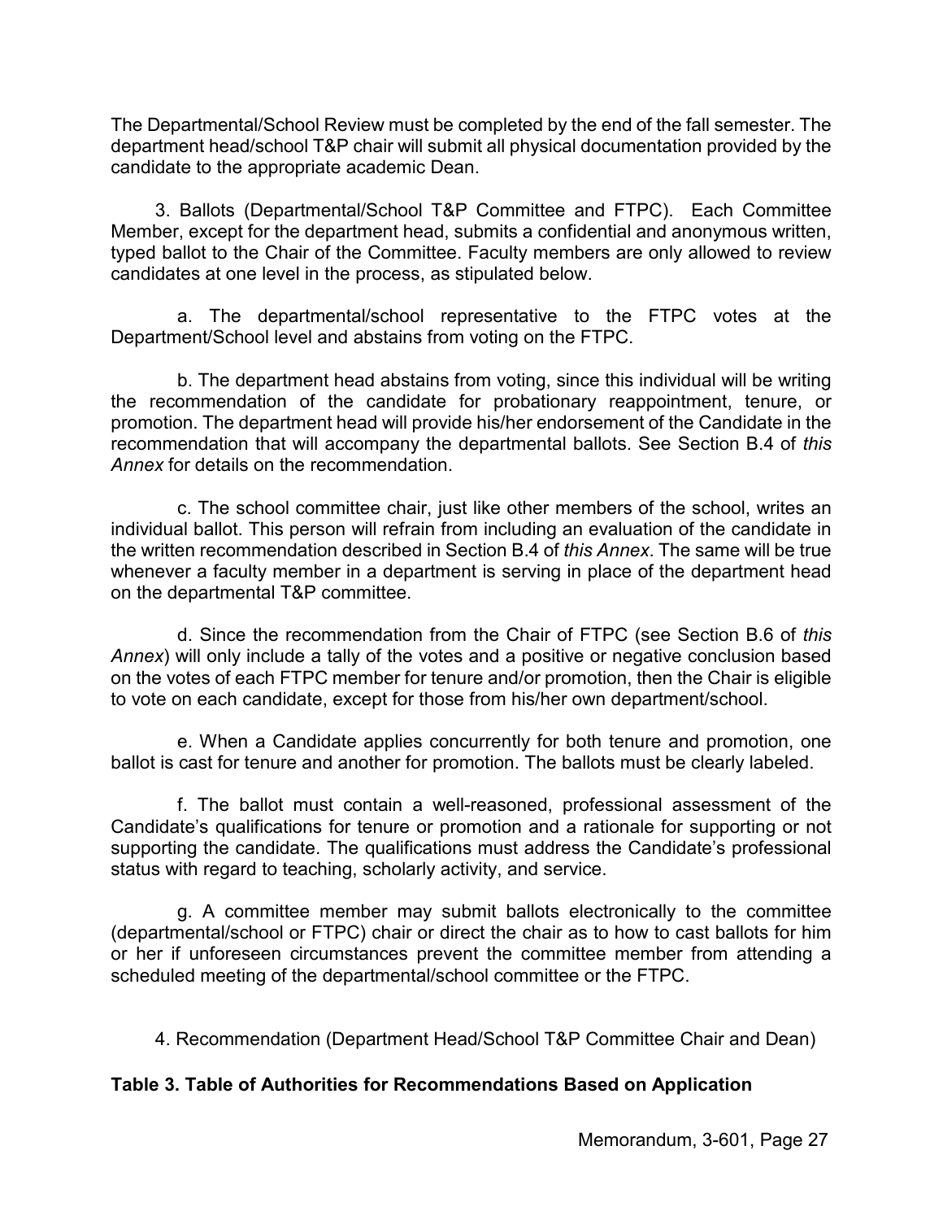The Departmental/School Review must be completed by the end of the fall semester. The department head/school T&P chair will submit all physical documentation provided by the candidate to the appropriate academic Dean.

3. Ballots (Departmental/School T&P Committee and FTPC). Each Committee Member, except for the department head, submits a confidential and anonymous written, typed ballot to the Chair of the Committee. Faculty members are only allowed to review candidates at one level in the process, as stipulated below.

a. The departmental/school representative to the FTPC votes at the Department/School level and abstains from voting on the FTPC.

b. The department head abstains from voting, since this individual will be writing the recommendation of the candidate for probationary reappointment, tenure, or promotion. The department head will provide his/her endorsement of the Candidate in the recommendation that will accompany the departmental ballots. See Section B.4 of *this Annex* for details on the recommendation.

c. The school committee chair, just like other members of the school, writes an individual ballot. This person will refrain from including an evaluation of the candidate in the written recommendation described in Section B.4 of *this Annex*. The same will be true whenever a faculty member in a department is serving in place of the department head on the departmental T&P committee.

d. Since the recommendation from the Chair of FTPC (see Section B.6 of *this Annex*) will only include a tally of the votes and a positive or negative conclusion based on the votes of each FTPC member for tenure and/or promotion, then the Chair is eligible to vote on each candidate, except for those from his/her own department/school.

e. When a Candidate applies concurrently for both tenure and promotion, one ballot is cast for tenure and another for promotion. The ballots must be clearly labeled.

f. The ballot must contain a well-reasoned, professional assessment of the Candidate's qualifications for tenure or promotion and a rationale for supporting or not supporting the candidate. The qualifications must address the Candidate's professional status with regard to teaching, scholarly activity, and service.

g. A committee member may submit ballots electronically to the committee (departmental/school or FTPC) chair or direct the chair as to how to cast ballots for him or her if unforeseen circumstances prevent the committee member from attending a scheduled meeting of the departmental/school committee or the FTPC.

4. Recommendation (Department Head/School T&P Committee Chair and Dean)

**Table 3. Table of Authorities for Recommendations Based on Application**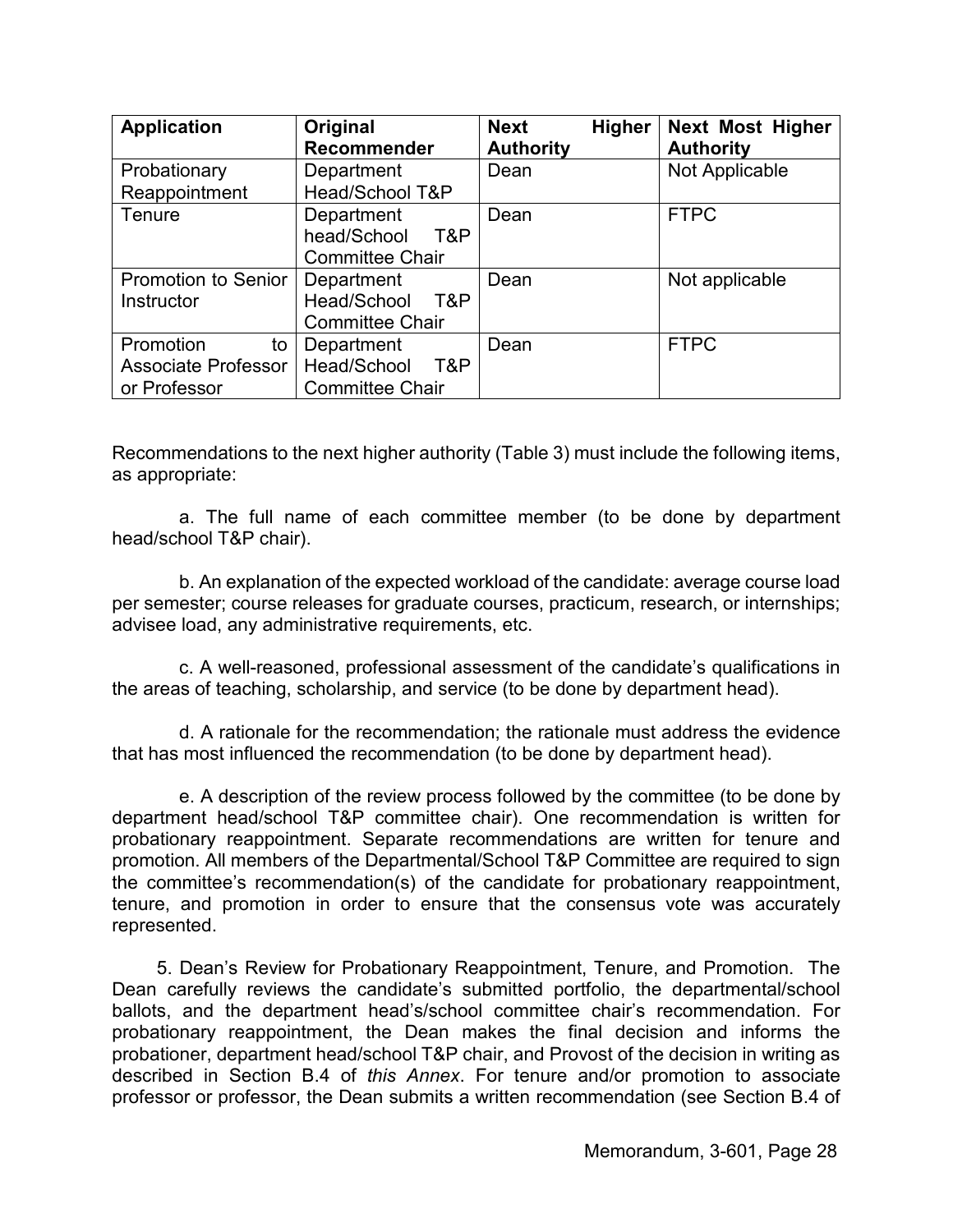| Application | Original Recommender | Next Higher Authority | Next Most Higher Authority |
|---|---|---|---|
| Probationary Reappointment | Department Head/School T&P | Dean | Not Applicable |
| Tenure | Department head/School T&P Committee Chair | Dean | FTPC |
| Promotion to Senior Instructor | Department Head/School T&P Committee Chair | Dean | Not applicable |
| Promotion to Associate Professor or Professor | Department Head/School T&P Committee Chair | Dean | FTPC |

Recommendations to the next higher authority (Table 3) must include the following items, as appropriate:

a. The full name of each committee member (to be done by department head/school T&P chair).

b. An explanation of the expected workload of the candidate: average course load per semester; course releases for graduate courses, practicum, research, or internships; advisee load, any administrative requirements, etc.

c. A well-reasoned, professional assessment of the candidate's qualifications in the areas of teaching, scholarship, and service (to be done by department head).

d. A rationale for the recommendation; the rationale must address the evidence that has most influenced the recommendation (to be done by department head).

e. A description of the review process followed by the committee (to be done by department head/school T&P committee chair). One recommendation is written for probationary reappointment. Separate recommendations are written for tenure and promotion. All members of the Departmental/School T&P Committee are required to sign the committee's recommendation(s) of the candidate for probationary reappointment, tenure, and promotion in order to ensure that the consensus vote was accurately represented.

5. Dean's Review for Probationary Reappointment, Tenure, and Promotion. The Dean carefully reviews the candidate's submitted portfolio, the departmental/school ballots, and the department head's/school committee chair's recommendation. For probationary reappointment, the Dean makes the final decision and informs the probationer, department head/school T&P chair, and Provost of the decision in writing as described in Section B.4 of *this Annex*. For tenure and/or promotion to associate professor or professor, the Dean submits a written recommendation (see Section B.4 of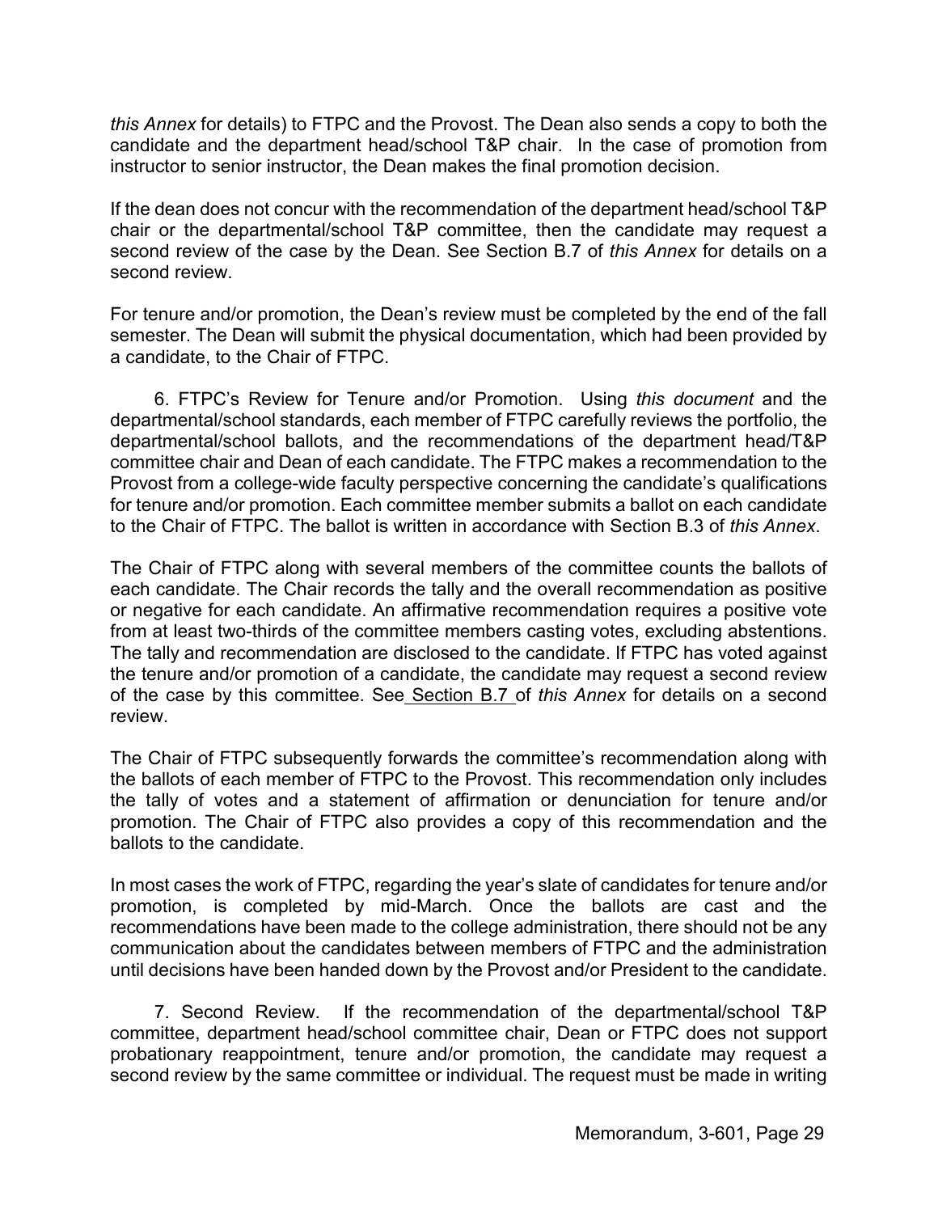*this Annex* for details) to FTPC and the Provost. The Dean also sends a copy to both the candidate and the department head/school T&P chair. In the case of promotion from instructor to senior instructor, the Dean makes the final promotion decision.

If the dean does not concur with the recommendation of the department head/school T&P chair or the departmental/school T&P committee, then the candidate may request a second review of the case by the Dean. See Section B.7 of *this Annex* for details on a second review.

For tenure and/or promotion, the Dean's review must be completed by the end of the fall semester. The Dean will submit the physical documentation, which had been provided by a candidate, to the Chair of FTPC.

6. FTPC's Review for Tenure and/or Promotion. Using *this document* and the departmental/school standards, each member of FTPC carefully reviews the portfolio, the departmental/school ballots, and the recommendations of the department head/T&P committee chair and Dean of each candidate. The FTPC makes a recommendation to the Provost from a college-wide faculty perspective concerning the candidate's qualifications for tenure and/or promotion. Each committee member submits a ballot on each candidate to the Chair of FTPC. The ballot is written in accordance with Section B.3 of *this Annex*.

The Chair of FTPC along with several members of the committee counts the ballots of each candidate. The Chair records the tally and the overall recommendation as positive or negative for each candidate. An affirmative recommendation requires a positive vote from at least two-thirds of the committee members casting votes, excluding abstentions. The tally and recommendation are disclosed to the candidate. If FTPC has voted against the tenure and/or promotion of a candidate, the candidate may request a second review of the case by this committee. See Section B.7 of *this Annex* for details on a second review.

The Chair of FTPC subsequently forwards the committee's recommendation along with the ballots of each member of FTPC to the Provost. This recommendation only includes the tally of votes and a statement of affirmation or denunciation for tenure and/or promotion. The Chair of FTPC also provides a copy of this recommendation and the ballots to the candidate.

In most cases the work of FTPC, regarding the year's slate of candidates for tenure and/or promotion, is completed by mid-March. Once the ballots are cast and the recommendations have been made to the college administration, there should not be any communication about the candidates between members of FTPC and the administration until decisions have been handed down by the Provost and/or President to the candidate.

7. Second Review. If the recommendation of the departmental/school T&P committee, department head/school committee chair, Dean or FTPC does not support probationary reappointment, tenure and/or promotion, the candidate may request a second review by the same committee or individual. The request must be made in writing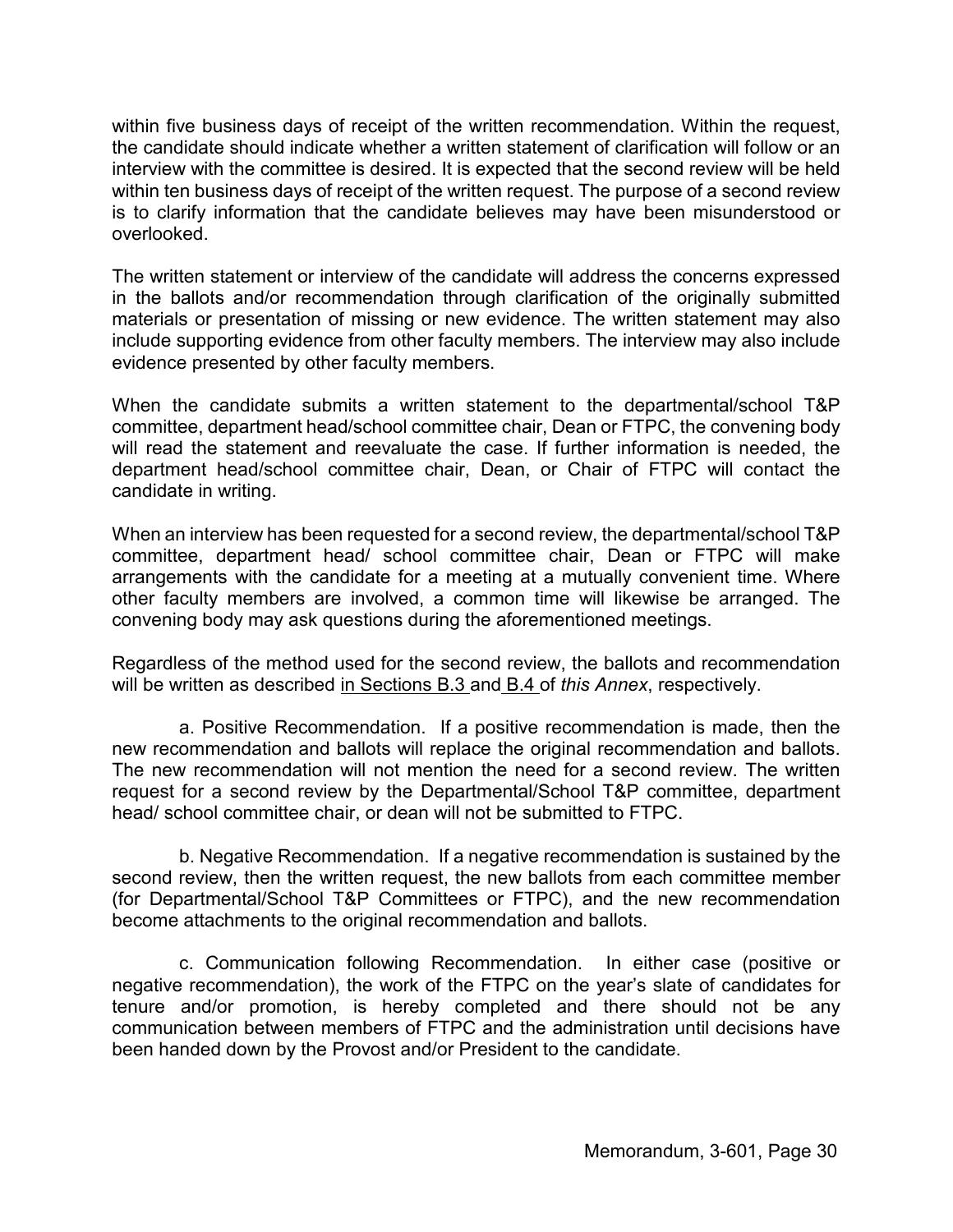within five business days of receipt of the written recommendation. Within the request, the candidate should indicate whether a written statement of clarification will follow or an interview with the committee is desired. It is expected that the second review will be held within ten business days of receipt of the written request. The purpose of a second review is to clarify information that the candidate believes may have been misunderstood or overlooked.

The written statement or interview of the candidate will address the concerns expressed in the ballots and/or recommendation through clarification of the originally submitted materials or presentation of missing or new evidence. The written statement may also include supporting evidence from other faculty members. The interview may also include evidence presented by other faculty members.

When the candidate submits a written statement to the departmental/school T&P committee, department head/school committee chair, Dean or FTPC, the convening body will read the statement and reevaluate the case. If further information is needed, the department head/school committee chair, Dean, or Chair of FTPC will contact the candidate in writing.

When an interview has been requested for a second review, the departmental/school T&P committee, department head/ school committee chair, Dean or FTPC will make arrangements with the candidate for a meeting at a mutually convenient time. Where other faculty members are involved, a common time will likewise be arranged. The convening body may ask questions during the aforementioned meetings.

Regardless of the method used for the second review, the ballots and recommendation will be written as described in Sections B.3 and B.4 of *this Annex*, respectively.

a. Positive Recommendation. If a positive recommendation is made, then the new recommendation and ballots will replace the original recommendation and ballots. The new recommendation will not mention the need for a second review. The written request for a second review by the Departmental/School T&P committee, department head/ school committee chair, or dean will not be submitted to FTPC.

b. Negative Recommendation. If a negative recommendation is sustained by the second review, then the written request, the new ballots from each committee member (for Departmental/School T&P Committees or FTPC), and the new recommendation become attachments to the original recommendation and ballots.

c. Communication following Recommendation. In either case (positive or negative recommendation), the work of the FTPC on the year's slate of candidates for tenure and/or promotion, is hereby completed and there should not be any communication between members of FTPC and the administration until decisions have been handed down by the Provost and/or President to the candidate.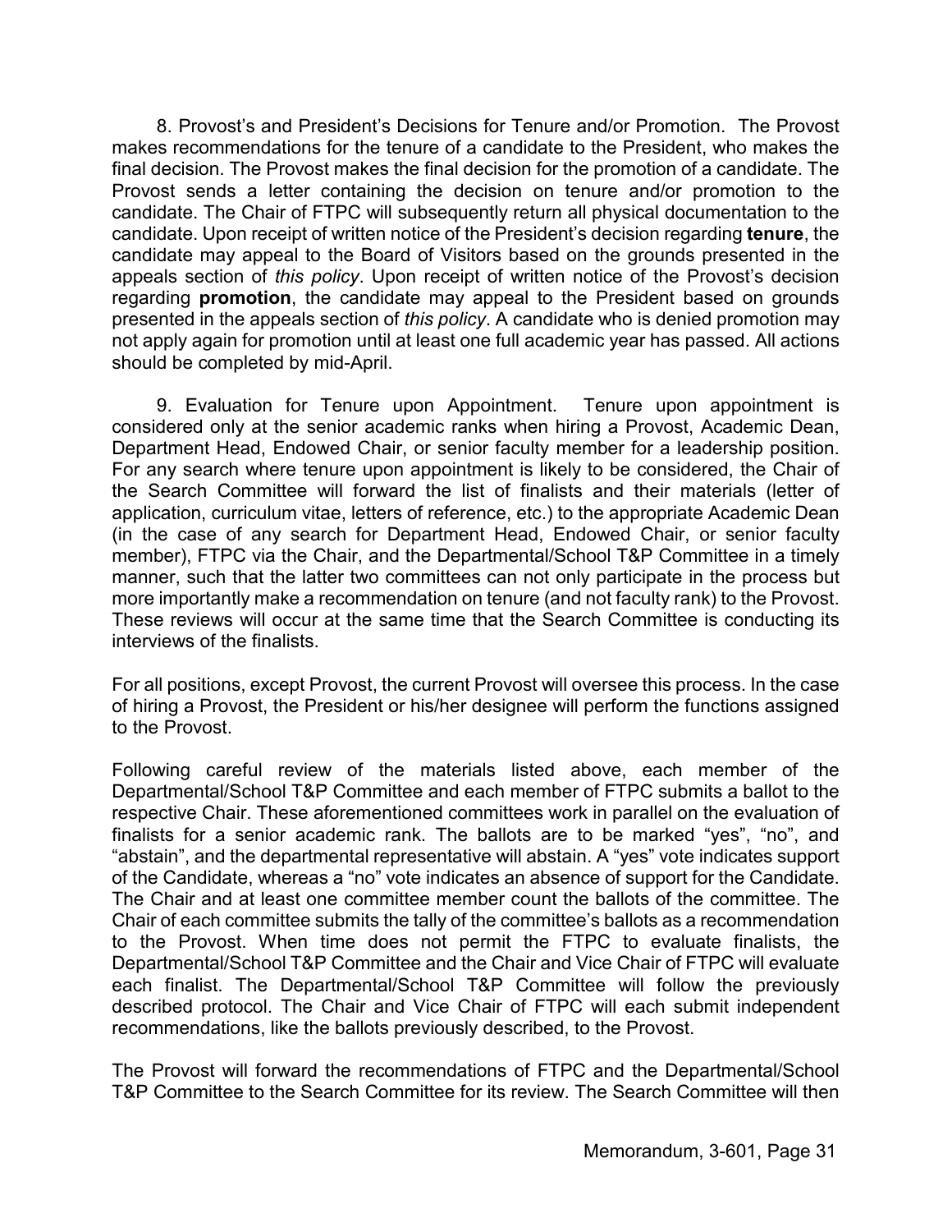8. Provost's and President's Decisions for Tenure and/or Promotion. The Provost makes recommendations for the tenure of a candidate to the President, who makes the final decision. The Provost makes the final decision for the promotion of a candidate. The Provost sends a letter containing the decision on tenure and/or promotion to the candidate. The Chair of FTPC will subsequently return all physical documentation to the candidate. Upon receipt of written notice of the President's decision regarding **tenure**, the candidate may appeal to the Board of Visitors based on the grounds presented in the appeals section of *this policy*. Upon receipt of written notice of the Provost's decision regarding **promotion**, the candidate may appeal to the President based on grounds presented in the appeals section of *this policy*. A candidate who is denied promotion may not apply again for promotion until at least one full academic year has passed. All actions should be completed by mid-April.

9. Evaluation for Tenure upon Appointment. Tenure upon appointment is considered only at the senior academic ranks when hiring a Provost, Academic Dean, Department Head, Endowed Chair, or senior faculty member for a leadership position. For any search where tenure upon appointment is likely to be considered, the Chair of the Search Committee will forward the list of finalists and their materials (letter of application, curriculum vitae, letters of reference, etc.) to the appropriate Academic Dean (in the case of any search for Department Head, Endowed Chair, or senior faculty member), FTPC via the Chair, and the Departmental/School T&P Committee in a timely manner, such that the latter two committees can not only participate in the process but more importantly make a recommendation on tenure (and not faculty rank) to the Provost. These reviews will occur at the same time that the Search Committee is conducting its interviews of the finalists.

For all positions, except Provost, the current Provost will oversee this process. In the case of hiring a Provost, the President or his/her designee will perform the functions assigned to the Provost.

Following careful review of the materials listed above, each member of the Departmental/School T&P Committee and each member of FTPC submits a ballot to the respective Chair. These aforementioned committees work in parallel on the evaluation of finalists for a senior academic rank. The ballots are to be marked "yes", "no", and "abstain", and the departmental representative will abstain. A "yes" vote indicates support of the Candidate, whereas a "no" vote indicates an absence of support for the Candidate. The Chair and at least one committee member count the ballots of the committee. The Chair of each committee submits the tally of the committee's ballots as a recommendation to the Provost. When time does not permit the FTPC to evaluate finalists, the Departmental/School T&P Committee and the Chair and Vice Chair of FTPC will evaluate each finalist. The Departmental/School T&P Committee will follow the previously described protocol. The Chair and Vice Chair of FTPC will each submit independent recommendations, like the ballots previously described, to the Provost.

The Provost will forward the recommendations of FTPC and the Departmental/School T&P Committee to the Search Committee for its review. The Search Committee will then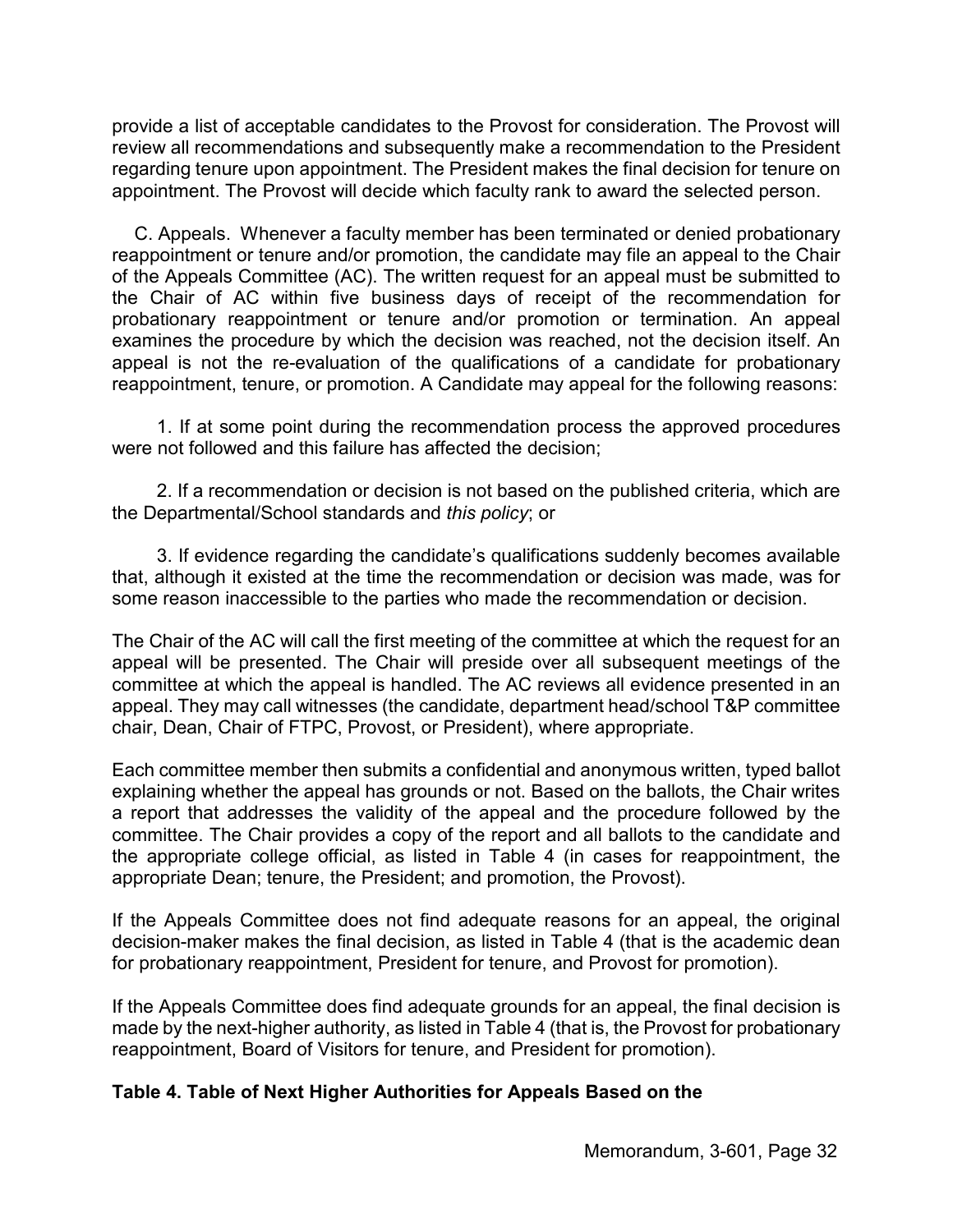provide a list of acceptable candidates to the Provost for consideration. The Provost will review all recommendations and subsequently make a recommendation to the President regarding tenure upon appointment. The President makes the final decision for tenure on appointment. The Provost will decide which faculty rank to award the selected person.

C. Appeals. Whenever a faculty member has been terminated or denied probationary reappointment or tenure and/or promotion, the candidate may file an appeal to the Chair of the Appeals Committee (AC). The written request for an appeal must be submitted to the Chair of AC within five business days of receipt of the recommendation for probationary reappointment or tenure and/or promotion or termination. An appeal examines the procedure by which the decision was reached, not the decision itself. An appeal is not the re-evaluation of the qualifications of a candidate for probationary reappointment, tenure, or promotion. A Candidate may appeal for the following reasons:

1. If at some point during the recommendation process the approved procedures were not followed and this failure has affected the decision;

2. If a recommendation or decision is not based on the published criteria, which are the Departmental/School standards and *this policy*; or

3. If evidence regarding the candidate's qualifications suddenly becomes available that, although it existed at the time the recommendation or decision was made, was for some reason inaccessible to the parties who made the recommendation or decision.

The Chair of the AC will call the first meeting of the committee at which the request for an appeal will be presented. The Chair will preside over all subsequent meetings of the committee at which the appeal is handled. The AC reviews all evidence presented in an appeal. They may call witnesses (the candidate, department head/school T&P committee chair, Dean, Chair of FTPC, Provost, or President), where appropriate.

Each committee member then submits a confidential and anonymous written, typed ballot explaining whether the appeal has grounds or not. Based on the ballots, the Chair writes a report that addresses the validity of the appeal and the procedure followed by the committee. The Chair provides a copy of the report and all ballots to the candidate and the appropriate college official, as listed in Table 4 (in cases for reappointment, the appropriate Dean; tenure, the President; and promotion, the Provost).

If the Appeals Committee does not find adequate reasons for an appeal, the original decision-maker makes the final decision, as listed in Table 4 (that is the academic dean for probationary reappointment, President for tenure, and Provost for promotion).

If the Appeals Committee does find adequate grounds for an appeal, the final decision is made by the next-higher authority, as listed in Table 4 (that is, the Provost for probationary reappointment, Board of Visitors for tenure, and President for promotion).

**Table 4. Table of Next Higher Authorities for Appeals Based on the**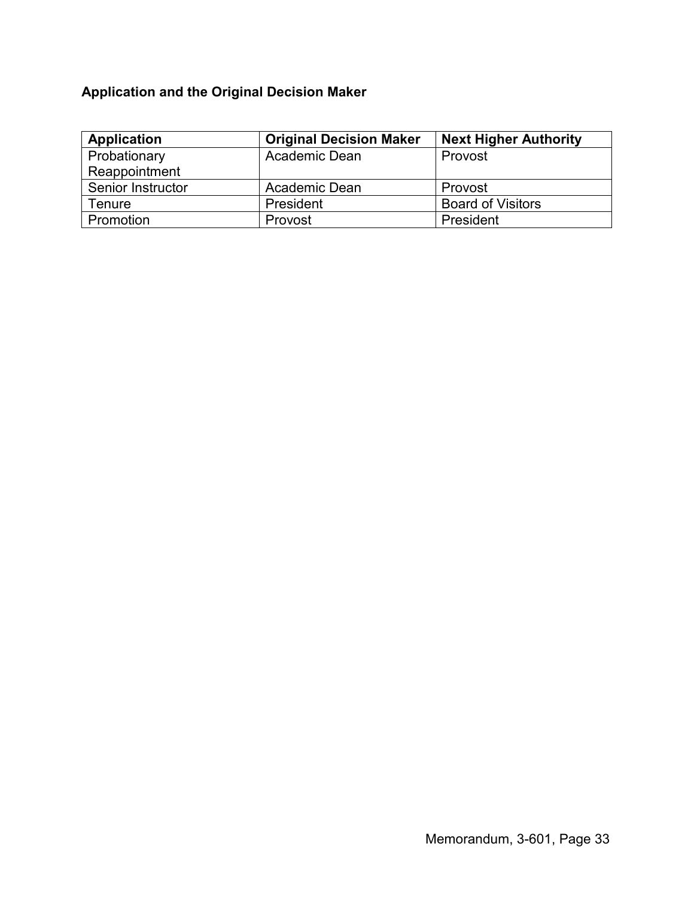**Application and the Original Decision Maker**

| Application | Original Decision Maker | Next Higher Authority |
|---|---|---|
| Probationary Reappointment | Academic Dean | Provost |
| Senior Instructor | Academic Dean | Provost |
| Tenure | President | Board of Visitors |
| Promotion | Provost | President |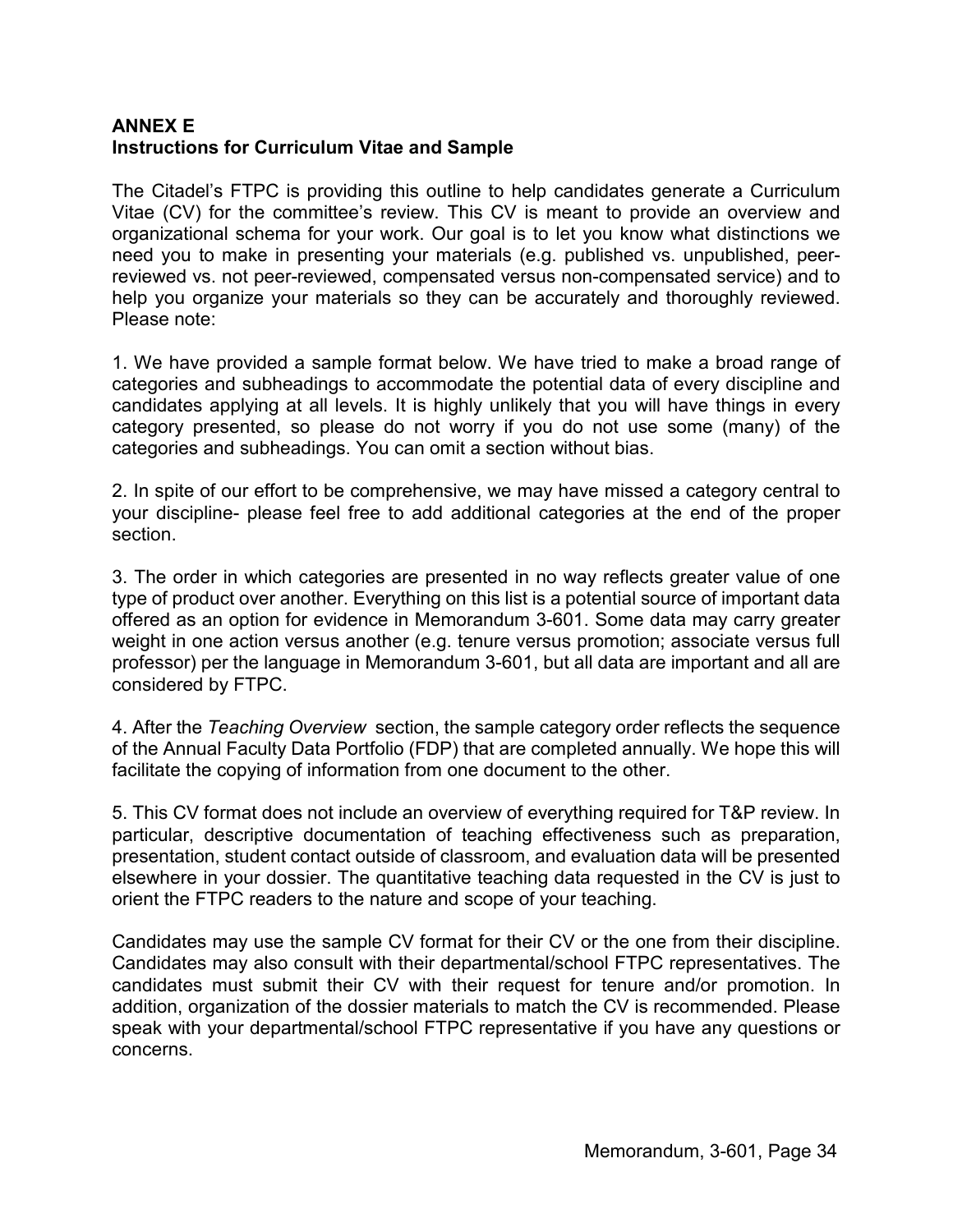**ANNEX E**
**Instructions for Curriculum Vitae and Sample**

The Citadel's FTPC is providing this outline to help candidates generate a Curriculum Vitae (CV) for the committee's review. This CV is meant to provide an overview and organizational schema for your work. Our goal is to let you know what distinctions we need you to make in presenting your materials (e.g. published vs. unpublished, peer-reviewed vs. not peer-reviewed, compensated versus non-compensated service) and to help you organize your materials so they can be accurately and thoroughly reviewed. Please note:

1. We have provided a sample format below. We have tried to make a broad range of categories and subheadings to accommodate the potential data of every discipline and candidates applying at all levels. It is highly unlikely that you will have things in every category presented, so please do not worry if you do not use some (many) of the categories and subheadings. You can omit a section without bias.

2. In spite of our effort to be comprehensive, we may have missed a category central to your discipline- please feel free to add additional categories at the end of the proper section.

3. The order in which categories are presented in no way reflects greater value of one type of product over another. Everything on this list is a potential source of important data offered as an option for evidence in Memorandum 3-601. Some data may carry greater weight in one action versus another (e.g. tenure versus promotion; associate versus full professor) per the language in Memorandum 3-601, but all data are important and all are considered by FTPC.

4. After the *Teaching Overview* section, the sample category order reflects the sequence of the Annual Faculty Data Portfolio (FDP) that are completed annually. We hope this will facilitate the copying of information from one document to the other.

5. This CV format does not include an overview of everything required for T&P review. In particular, descriptive documentation of teaching effectiveness such as preparation, presentation, student contact outside of classroom, and evaluation data will be presented elsewhere in your dossier. The quantitative teaching data requested in the CV is just to orient the FTPC readers to the nature and scope of your teaching.

Candidates may use the sample CV format for their CV or the one from their discipline. Candidates may also consult with their departmental/school FTPC representatives. The candidates must submit their CV with their request for tenure and/or promotion. In addition, organization of the dossier materials to match the CV is recommended. Please speak with your departmental/school FTPC representative if you have any questions or concerns.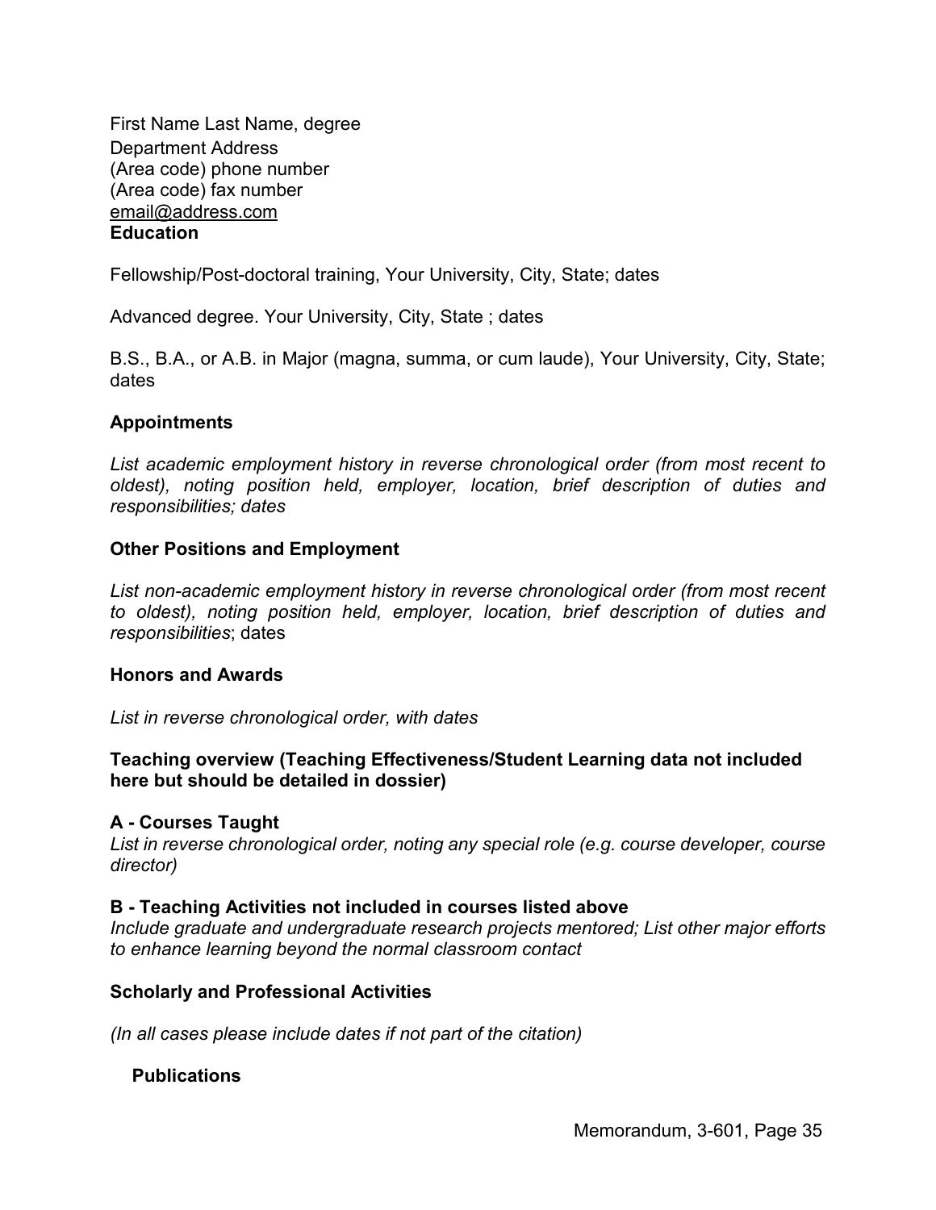First Name Last Name, degree
Department Address
(Area code) phone number
(Area code) fax number
email@address.com

**Education**

Fellowship/Post-doctoral training, Your University, City, State; dates

Advanced degree. Your University, City, State ; dates

B.S., B.A., or A.B. in Major (magna, summa, or cum laude), Your University, City, State; dates

**Appointments**

*List academic employment history in reverse chronological order (from most recent to oldest), noting position held, employer, location, brief description of duties and responsibilities; dates*

**Other Positions and Employment**

*List non-academic employment history in reverse chronological order (from most recent to oldest), noting position held, employer, location, brief description of duties and responsibilities*; dates

**Honors and Awards**

*List in reverse chronological order, with dates*

**Teaching overview (Teaching Effectiveness/Student Learning data not included here but should be detailed in dossier)**

**A - Courses Taught**
*List in reverse chronological order, noting any special role (e.g. course developer, course director)*

**B - Teaching Activities not included in courses listed above**
*Include graduate and undergraduate research projects mentored; List other major efforts to enhance learning beyond the normal classroom contact*

**Scholarly and Professional Activities**

*(In all cases please include dates if not part of the citation)*

**Publications**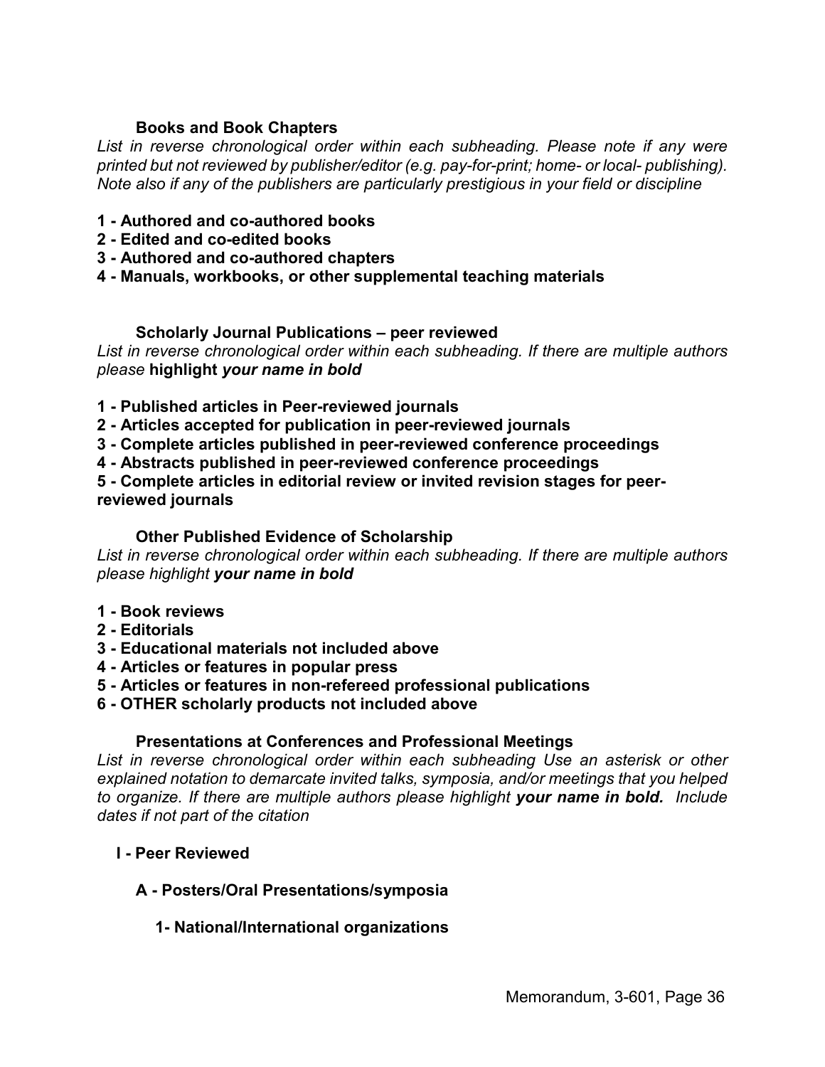### Books and Book Chapters

*List in reverse chronological order within each subheading. Please note if any were printed but not reviewed by publisher/editor (e.g. pay-for-print; home- or local- publishing). Note also if any of the publishers are particularly prestigious in your field or discipline*

**1 - Authored and co-authored books**
**2 - Edited and co-edited books**
**3 - Authored and co-authored chapters**
**4 - Manuals, workbooks, or other supplemental teaching materials**

### Scholarly Journal Publications – peer reviewed

*List in reverse chronological order within each subheading. If there are multiple authors please* **highlight** ***your name in bold***

**1 - Published articles in Peer-reviewed journals**
**2 - Articles accepted for publication in peer-reviewed journals**
**3 - Complete articles published in peer-reviewed conference proceedings**
**4 - Abstracts published in peer-reviewed conference proceedings**
**5 - Complete articles in editorial review or invited revision stages for peer-reviewed journals**

### Other Published Evidence of Scholarship

*List in reverse chronological order within each subheading. If there are multiple authors please highlight* ***your name in bold***

**1 - Book reviews**
**2 - Editorials**
**3 - Educational materials not included above**
**4 - Articles or features in popular press**
**5 - Articles or features in non-refereed professional publications**
**6 - OTHER scholarly products not included above**

### Presentations at Conferences and Professional Meetings

*List in reverse chronological order within each subheading Use an asterisk or other explained notation to demarcate invited talks, symposia, and/or meetings that you helped to organize. If there are multiple authors please highlight* ***your name in bold.*** *Include dates if not part of the citation*

**I - Peer Reviewed**

**A - Posters/Oral Presentations/symposia**

**1- National/International organizations**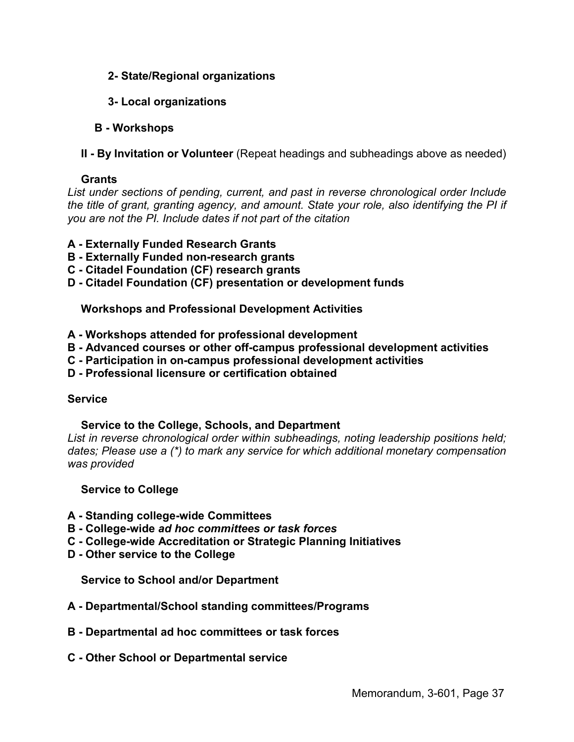**2- State/Regional organizations**

**3- Local organizations**

**B - Workshops**

**II - By Invitation or Volunteer** (Repeat headings and subheadings above as needed)

**Grants**

*List under sections of pending, current, and past in reverse chronological order Include the title of grant, granting agency, and amount. State your role, also identifying the PI if you are not the PI. Include dates if not part of the citation*

**A - Externally Funded Research Grants**
**B - Externally Funded non-research grants**
**C - Citadel Foundation (CF) research grants**
**D - Citadel Foundation (CF) presentation or development funds**

**Workshops and Professional Development Activities**

**A - Workshops attended for professional development**
**B - Advanced courses or other off-campus professional development activities**
**C - Participation in on-campus professional development activities**
**D - Professional licensure or certification obtained**

**Service**

**Service to the College, Schools, and Department**

*List in reverse chronological order within subheadings, noting leadership positions held; dates; Please use a (*) to mark any service for which additional monetary compensation was provided*

**Service to College**

**A - Standing college-wide Committees**
**B - College-wide *ad hoc committees or task forces***
**C - College-wide Accreditation or Strategic Planning Initiatives**
**D - Other service to the College**

**Service to School and/or Department**

**A - Departmental/School standing committees/Programs**

**B - Departmental ad hoc committees or task forces**

**C - Other School or Departmental service**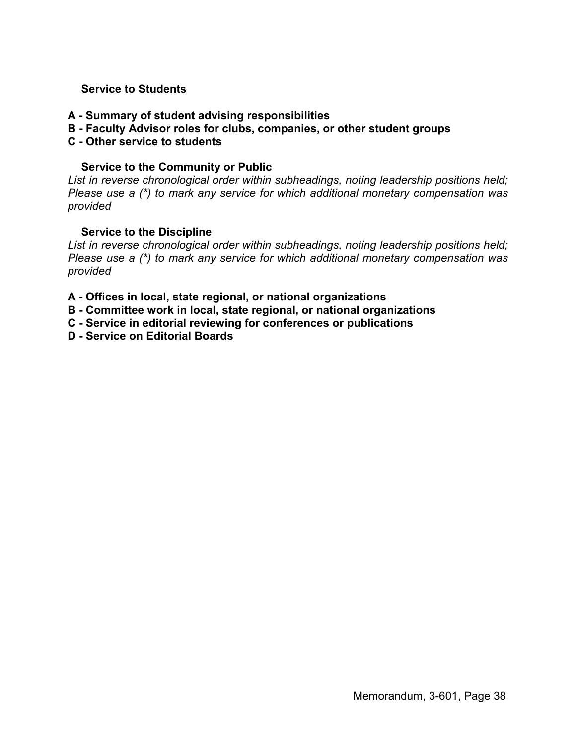### Service to Students

**A - Summary of student advising responsibilities**
**B - Faculty Advisor roles for clubs, companies, or other student groups**
**C - Other service to students**

### Service to the Community or Public

*List in reverse chronological order within subheadings, noting leadership positions held; Please use a (*) to mark any service for which additional monetary compensation was provided*

### Service to the Discipline

*List in reverse chronological order within subheadings, noting leadership positions held; Please use a (*) to mark any service for which additional monetary compensation was provided*

**A - Offices in local, state regional, or national organizations**
**B - Committee work in local, state regional, or national organizations**
**C - Service in editorial reviewing for conferences or publications**
**D - Service on Editorial Boards**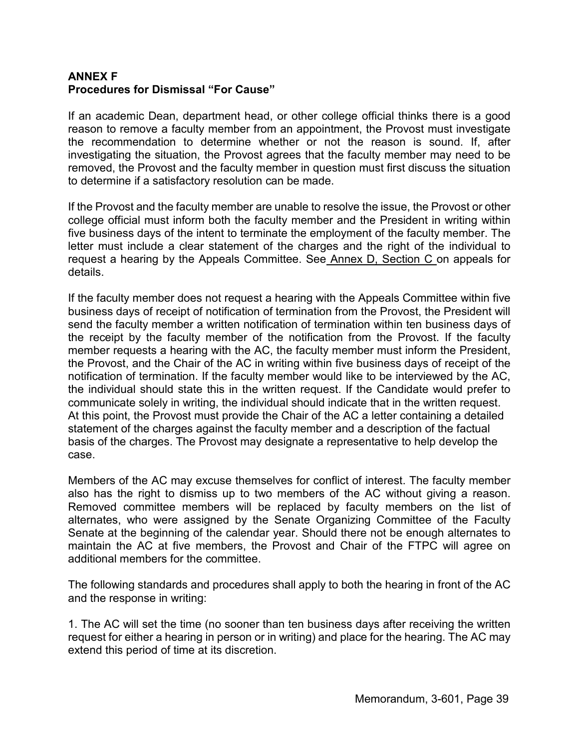**ANNEX F**
**Procedures for Dismissal "For Cause"**

If an academic Dean, department head, or other college official thinks there is a good reason to remove a faculty member from an appointment, the Provost must investigate the recommendation to determine whether or not the reason is sound. If, after investigating the situation, the Provost agrees that the faculty member may need to be removed, the Provost and the faculty member in question must first discuss the situation to determine if a satisfactory resolution can be made.

If the Provost and the faculty member are unable to resolve the issue, the Provost or other college official must inform both the faculty member and the President in writing within five business days of the intent to terminate the employment of the faculty member. The letter must include a clear statement of the charges and the right of the individual to request a hearing by the Appeals Committee. See Annex D, Section C on appeals for details.

If the faculty member does not request a hearing with the Appeals Committee within five business days of receipt of notification of termination from the Provost, the President will send the faculty member a written notification of termination within ten business days of the receipt by the faculty member of the notification from the Provost. If the faculty member requests a hearing with the AC, the faculty member must inform the President, the Provost, and the Chair of the AC in writing within five business days of receipt of the notification of termination. If the faculty member would like to be interviewed by the AC, the individual should state this in the written request. If the Candidate would prefer to communicate solely in writing, the individual should indicate that in the written request. At this point, the Provost must provide the Chair of the AC a letter containing a detailed statement of the charges against the faculty member and a description of the factual basis of the charges. The Provost may designate a representative to help develop the case.

Members of the AC may excuse themselves for conflict of interest. The faculty member also has the right to dismiss up to two members of the AC without giving a reason. Removed committee members will be replaced by faculty members on the list of alternates, who were assigned by the Senate Organizing Committee of the Faculty Senate at the beginning of the calendar year. Should there not be enough alternates to maintain the AC at five members, the Provost and Chair of the FTPC will agree on additional members for the committee.

The following standards and procedures shall apply to both the hearing in front of the AC and the response in writing:

1. The AC will set the time (no sooner than ten business days after receiving the written request for either a hearing in person or in writing) and place for the hearing. The AC may extend this period of time at its discretion.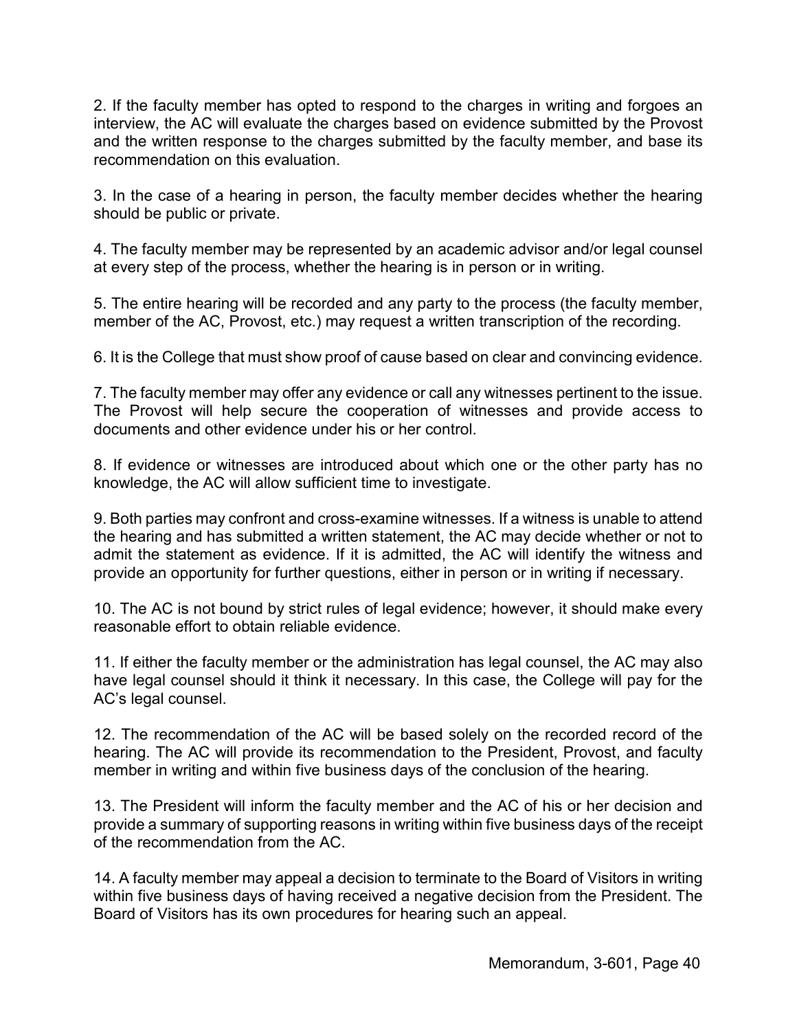2. If the faculty member has opted to respond to the charges in writing and forgoes an interview, the AC will evaluate the charges based on evidence submitted by the Provost and the written response to the charges submitted by the faculty member, and base its recommendation on this evaluation.

3. In the case of a hearing in person, the faculty member decides whether the hearing should be public or private.

4. The faculty member may be represented by an academic advisor and/or legal counsel at every step of the process, whether the hearing is in person or in writing.

5. The entire hearing will be recorded and any party to the process (the faculty member, member of the AC, Provost, etc.) may request a written transcription of the recording.

6. It is the College that must show proof of cause based on clear and convincing evidence.

7. The faculty member may offer any evidence or call any witnesses pertinent to the issue. The Provost will help secure the cooperation of witnesses and provide access to documents and other evidence under his or her control.

8. If evidence or witnesses are introduced about which one or the other party has no knowledge, the AC will allow sufficient time to investigate.

9. Both parties may confront and cross-examine witnesses. If a witness is unable to attend the hearing and has submitted a written statement, the AC may decide whether or not to admit the statement as evidence. If it is admitted, the AC will identify the witness and provide an opportunity for further questions, either in person or in writing if necessary.

10. The AC is not bound by strict rules of legal evidence; however, it should make every reasonable effort to obtain reliable evidence.

11. If either the faculty member or the administration has legal counsel, the AC may also have legal counsel should it think it necessary. In this case, the College will pay for the AC's legal counsel.

12. The recommendation of the AC will be based solely on the recorded record of the hearing. The AC will provide its recommendation to the President, Provost, and faculty member in writing and within five business days of the conclusion of the hearing.

13. The President will inform the faculty member and the AC of his or her decision and provide a summary of supporting reasons in writing within five business days of the receipt of the recommendation from the AC.

14. A faculty member may appeal a decision to terminate to the Board of Visitors in writing within five business days of having received a negative decision from the President. The Board of Visitors has its own procedures for hearing such an appeal.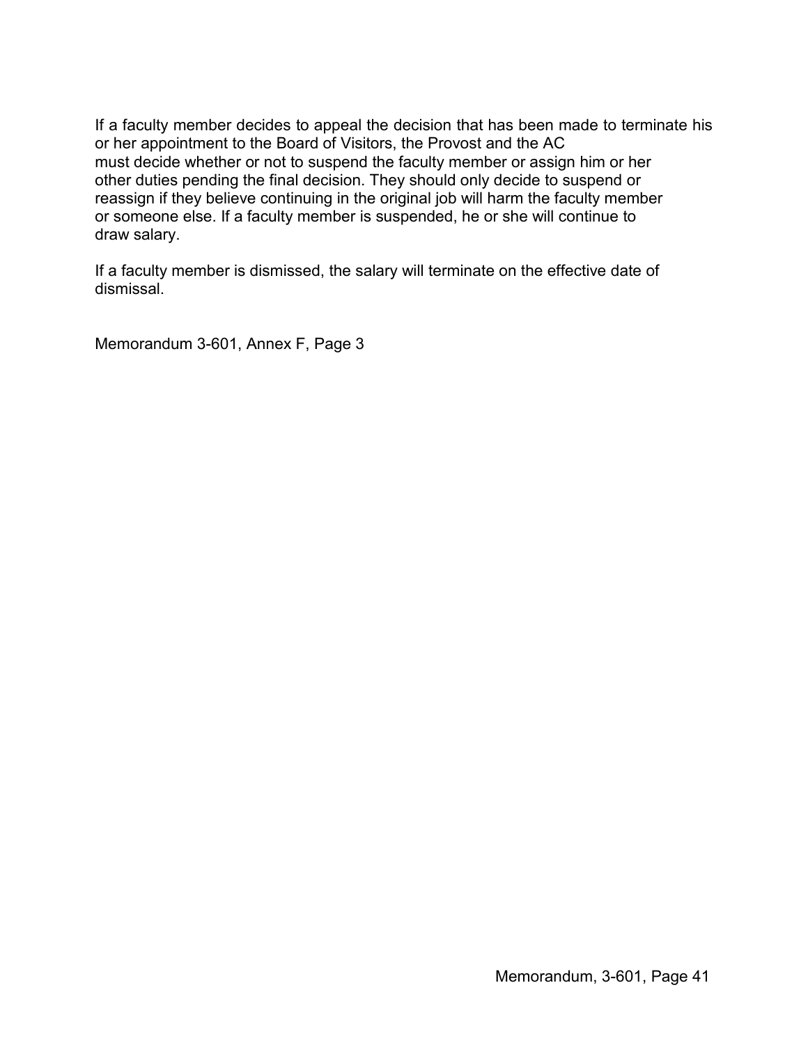If a faculty member decides to appeal the decision that has been made to terminate his or her appointment to the Board of Visitors, the Provost and the AC must decide whether or not to suspend the faculty member or assign him or her other duties pending the final decision. They should only decide to suspend or reassign if they believe continuing in the original job will harm the faculty member or someone else. If a faculty member is suspended, he or she will continue to draw salary.

If a faculty member is dismissed, the salary will terminate on the effective date of dismissal.

Memorandum 3-601, Annex F, Page 3